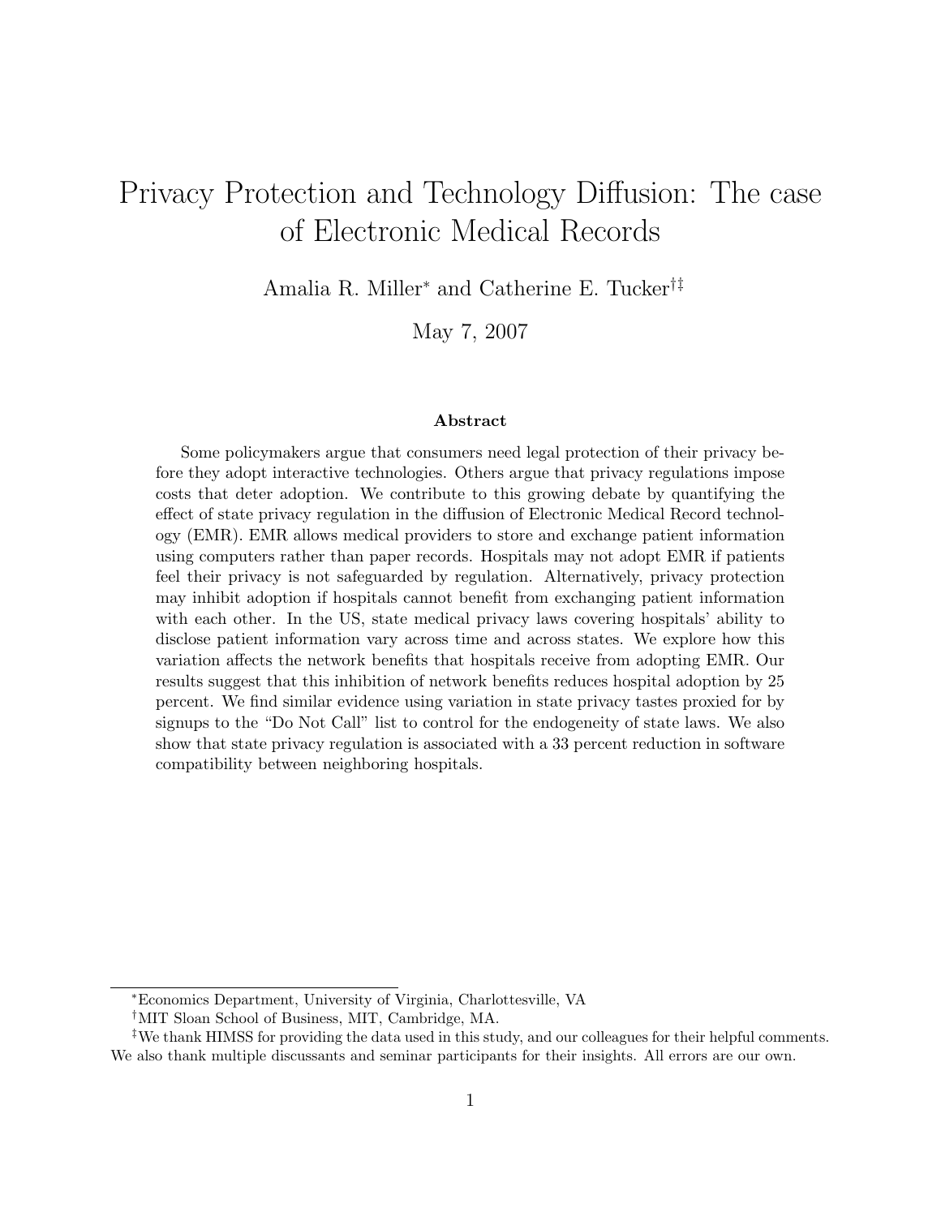# Privacy Protection and Technology Diffusion: The case of Electronic Medical Records

Amalia R. Miller[*] and Catherine E. Tucker[†‡]

May 7, 2007

## Abstract

Some policymakers argue that consumers need legal protection of their privacy before they adopt interactive technologies. Others argue that privacy regulations impose costs that deter adoption. We contribute to this growing debate by quantifying the effect of state privacy regulation in the diffusion of Electronic Medical Record technology (EMR). EMR allows medical providers to store and exchange patient information using computers rather than paper records. Hospitals may not adopt EMR if patients feel their privacy is not safeguarded by regulation. Alternatively, privacy protection may inhibit adoption if hospitals cannot benefit from exchanging patient information with each other. In the US, state medical privacy laws covering hospitals' ability to disclose patient information vary across time and across states. We explore how this variation affects the network benefits that hospitals receive from adopting EMR. Our results suggest that this inhibition of network benefits reduces hospital adoption by 25 percent. We find similar evidence using variation in state privacy tastes proxied for by signups to the "Do Not Call" list to control for the endogeneity of state laws. We also show that state privacy regulation is associated with a 33 percent reduction in software compatibility between neighboring hospitals.

---

[*] Economics Department, University of Virginia, Charlottesville, VA

[†] MIT Sloan School of Business, MIT, Cambridge, MA.

[‡] We thank HIMSS for providing the data used in this study, and our colleagues for their helpful comments. We also thank multiple discussants and seminar participants for their insights. All errors are our own.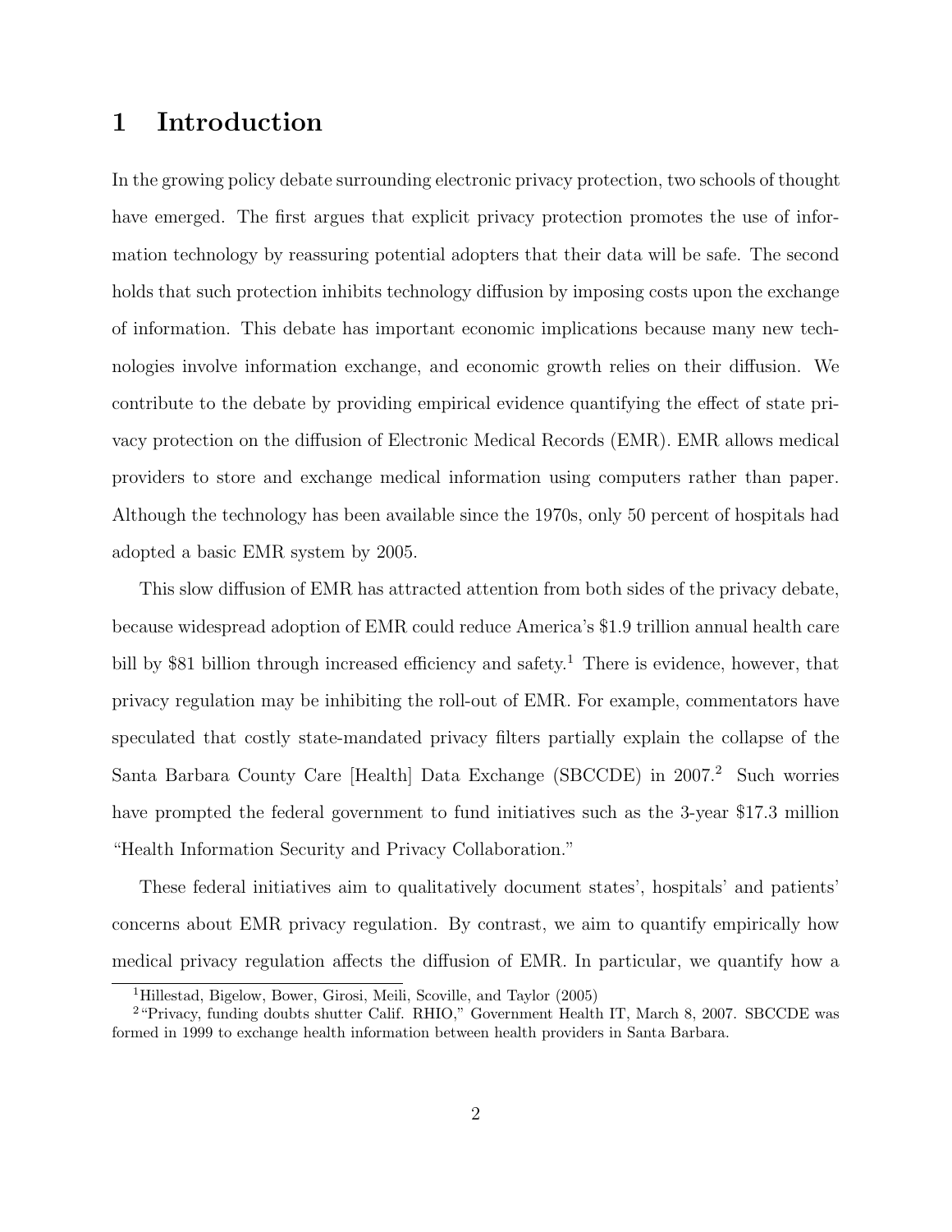# 1 Introduction

In the growing policy debate surrounding electronic privacy protection, two schools of thought have emerged. The first argues that explicit privacy protection promotes the use of information technology by reassuring potential adopters that their data will be safe. The second holds that such protection inhibits technology diffusion by imposing costs upon the exchange of information. This debate has important economic implications because many new technologies involve information exchange, and economic growth relies on their diffusion. We contribute to the debate by providing empirical evidence quantifying the effect of state privacy protection on the diffusion of Electronic Medical Records (EMR). EMR allows medical providers to store and exchange medical information using computers rather than paper. Although the technology has been available since the 1970s, only 50 percent of hospitals had adopted a basic EMR system by 2005.

This slow diffusion of EMR has attracted attention from both sides of the privacy debate, because widespread adoption of EMR could reduce America's $1.9 trillion annual health care bill by $81 billion through increased efficiency and safety.[1] There is evidence, however, that privacy regulation may be inhibiting the roll-out of EMR. For example, commentators have speculated that costly state-mandated privacy filters partially explain the collapse of the Santa Barbara County Care [Health] Data Exchange (SBCCDE) in 2007.[2] Such worries have prompted the federal government to fund initiatives such as the 3-year $17.3 million "Health Information Security and Privacy Collaboration."

These federal initiatives aim to qualitatively document states', hospitals' and patients' concerns about EMR privacy regulation. By contrast, we aim to quantify empirically how medical privacy regulation affects the diffusion of EMR. In particular, we quantify how a

[1] Hillestad, Bigelow, Bower, Girosi, Meili, Scoville, and Taylor (2005)

[2] "Privacy, funding doubts shutter Calif. RHIO," Government Health IT, March 8, 2007. SBCCDE was formed in 1999 to exchange health information between health providers in Santa Barbara.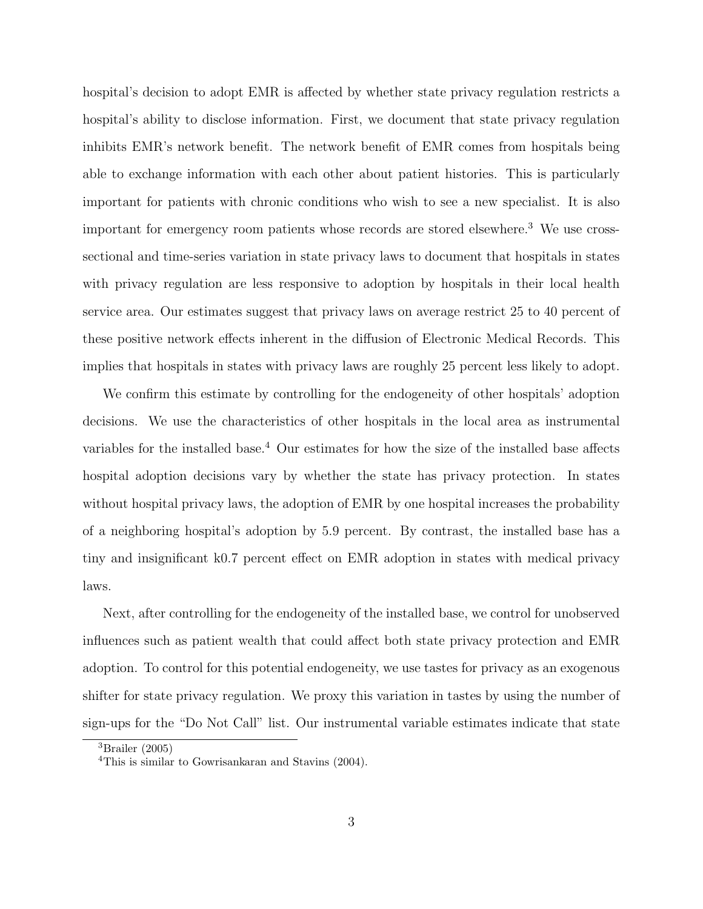hospital's decision to adopt EMR is affected by whether state privacy regulation restricts a hospital's ability to disclose information. First, we document that state privacy regulation inhibits EMR's network benefit. The network benefit of EMR comes from hospitals being able to exchange information with each other about patient histories. This is particularly important for patients with chronic conditions who wish to see a new specialist. It is also important for emergency room patients whose records are stored elsewhere.[3] We use cross-sectional and time-series variation in state privacy laws to document that hospitals in states with privacy regulation are less responsive to adoption by hospitals in their local health service area. Our estimates suggest that privacy laws on average restrict 25 to 40 percent of these positive network effects inherent in the diffusion of Electronic Medical Records. This implies that hospitals in states with privacy laws are roughly 25 percent less likely to adopt.

We confirm this estimate by controlling for the endogeneity of other hospitals' adoption decisions. We use the characteristics of other hospitals in the local area as instrumental variables for the installed base.[4] Our estimates for how the size of the installed base affects hospital adoption decisions vary by whether the state has privacy protection. In states without hospital privacy laws, the adoption of EMR by one hospital increases the probability of a neighboring hospital's adoption by 5.9 percent. By contrast, the installed base has a tiny and insignificant k0.7 percent effect on EMR adoption in states with medical privacy laws.

Next, after controlling for the endogeneity of the installed base, we control for unobserved influences such as patient wealth that could affect both state privacy protection and EMR adoption. To control for this potential endogeneity, we use tastes for privacy as an exogenous shifter for state privacy regulation. We proxy this variation in tastes by using the number of sign-ups for the "Do Not Call" list. Our instrumental variable estimates indicate that state

[3] Brailer (2005)

[4] This is similar to Gowrisankaran and Stavins (2004).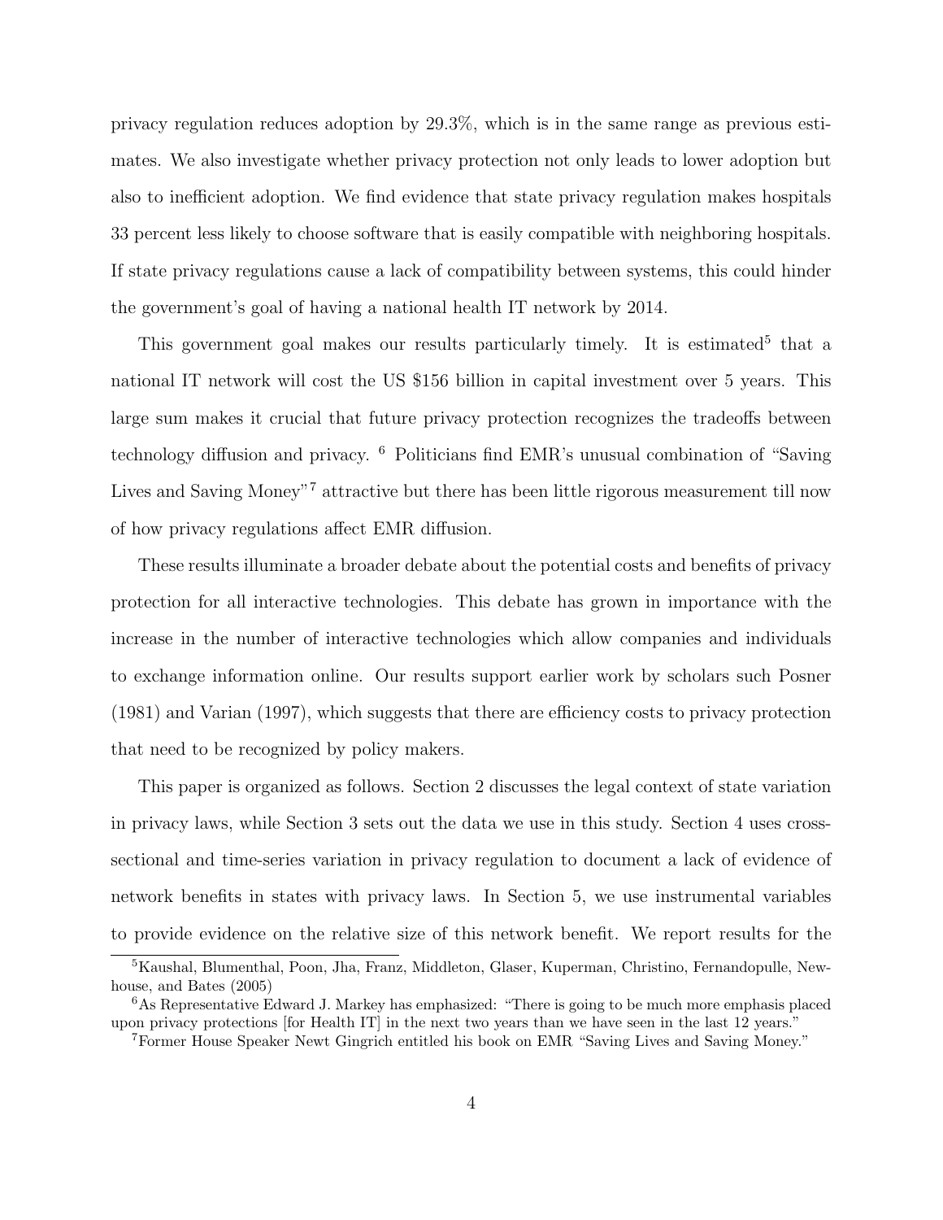privacy regulation reduces adoption by 29.3%, which is in the same range as previous estimates. We also investigate whether privacy protection not only leads to lower adoption but also to inefficient adoption. We find evidence that state privacy regulation makes hospitals 33 percent less likely to choose software that is easily compatible with neighboring hospitals. If state privacy regulations cause a lack of compatibility between systems, this could hinder the government's goal of having a national health IT network by 2014.

This government goal makes our results particularly timely. It is estimated[5] that a national IT network will cost the US $156 billion in capital investment over 5 years. This large sum makes it crucial that future privacy protection recognizes the tradeoffs between technology diffusion and privacy. [6] Politicians find EMR's unusual combination of "Saving Lives and Saving Money"[7] attractive but there has been little rigorous measurement till now of how privacy regulations affect EMR diffusion.

These results illuminate a broader debate about the potential costs and benefits of privacy protection for all interactive technologies. This debate has grown in importance with the increase in the number of interactive technologies which allow companies and individuals to exchange information online. Our results support earlier work by scholars such Posner (1981) and Varian (1997), which suggests that there are efficiency costs to privacy protection that need to be recognized by policy makers.

This paper is organized as follows. Section 2 discusses the legal context of state variation in privacy laws, while Section 3 sets out the data we use in this study. Section 4 uses cross-sectional and time-series variation in privacy regulation to document a lack of evidence of network benefits in states with privacy laws. In Section 5, we use instrumental variables to provide evidence on the relative size of this network benefit. We report results for the

[5] Kaushal, Blumenthal, Poon, Jha, Franz, Middleton, Glaser, Kuperman, Christino, Fernandopulle, Newhouse, and Bates (2005)

[6] As Representative Edward J. Markey has emphasized: "There is going to be much more emphasis placed upon privacy protections [for Health IT] in the next two years than we have seen in the last 12 years."

[7] Former House Speaker Newt Gingrich entitled his book on EMR "Saving Lives and Saving Money."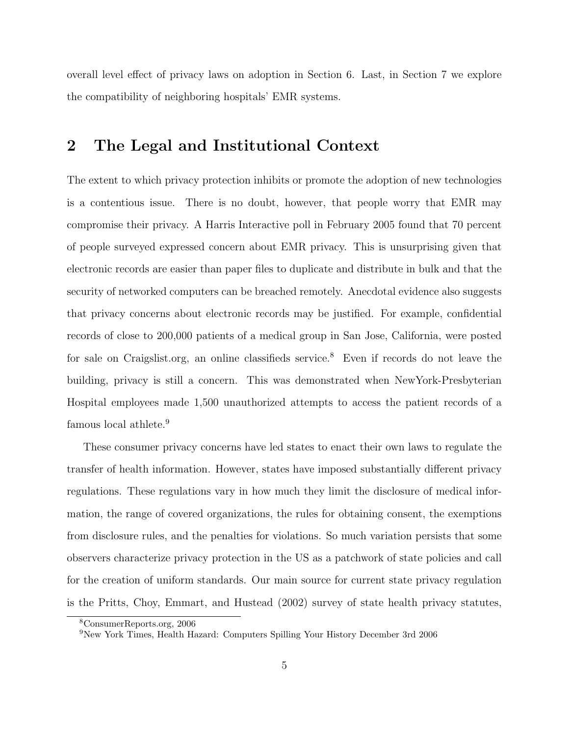overall level effect of privacy laws on adoption in Section 6. Last, in Section 7 we explore the compatibility of neighboring hospitals' EMR systems.

## 2 The Legal and Institutional Context

The extent to which privacy protection inhibits or promote the adoption of new technologies is a contentious issue. There is no doubt, however, that people worry that EMR may compromise their privacy. A Harris Interactive poll in February 2005 found that 70 percent of people surveyed expressed concern about EMR privacy. This is unsurprising given that electronic records are easier than paper files to duplicate and distribute in bulk and that the security of networked computers can be breached remotely. Anecdotal evidence also suggests that privacy concerns about electronic records may be justified. For example, confidential records of close to 200,000 patients of a medical group in San Jose, California, were posted for sale on Craigslist.org, an online classifieds service.[8] Even if records do not leave the building, privacy is still a concern. This was demonstrated when NewYork-Presbyterian Hospital employees made 1,500 unauthorized attempts to access the patient records of a famous local athlete.[9]

These consumer privacy concerns have led states to enact their own laws to regulate the transfer of health information. However, states have imposed substantially different privacy regulations. These regulations vary in how much they limit the disclosure of medical information, the range of covered organizations, the rules for obtaining consent, the exemptions from disclosure rules, and the penalties for violations. So much variation persists that some observers characterize privacy protection in the US as a patchwork of state policies and call for the creation of uniform standards. Our main source for current state privacy regulation is the Pritts, Choy, Emmart, and Hustead (2002) survey of state health privacy statutes,

[8] ConsumerReports.org, 2006

[9] New York Times, Health Hazard: Computers Spilling Your History December 3rd 2006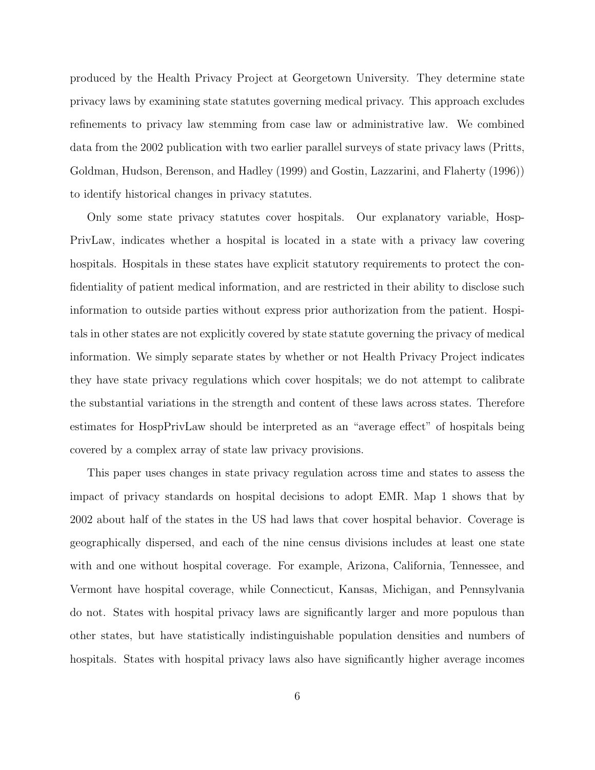produced by the Health Privacy Project at Georgetown University. They determine state privacy laws by examining state statutes governing medical privacy. This approach excludes refinements to privacy law stemming from case law or administrative law. We combined data from the 2002 publication with two earlier parallel surveys of state privacy laws (Pritts, Goldman, Hudson, Berenson, and Hadley (1999) and Gostin, Lazzarini, and Flaherty (1996)) to identify historical changes in privacy statutes.

Only some state privacy statutes cover hospitals. Our explanatory variable, HospPrivLaw, indicates whether a hospital is located in a state with a privacy law covering hospitals. Hospitals in these states have explicit statutory requirements to protect the confidentiality of patient medical information, and are restricted in their ability to disclose such information to outside parties without express prior authorization from the patient. Hospitals in other states are not explicitly covered by state statute governing the privacy of medical information. We simply separate states by whether or not Health Privacy Project indicates they have state privacy regulations which cover hospitals; we do not attempt to calibrate the substantial variations in the strength and content of these laws across states. Therefore estimates for HospPrivLaw should be interpreted as an "average effect" of hospitals being covered by a complex array of state law privacy provisions.

This paper uses changes in state privacy regulation across time and states to assess the impact of privacy standards on hospital decisions to adopt EMR. Map 1 shows that by 2002 about half of the states in the US had laws that cover hospital behavior. Coverage is geographically dispersed, and each of the nine census divisions includes at least one state with and one without hospital coverage. For example, Arizona, California, Tennessee, and Vermont have hospital coverage, while Connecticut, Kansas, Michigan, and Pennsylvania do not. States with hospital privacy laws are significantly larger and more populous than other states, but have statistically indistinguishable population densities and numbers of hospitals. States with hospital privacy laws also have significantly higher average incomes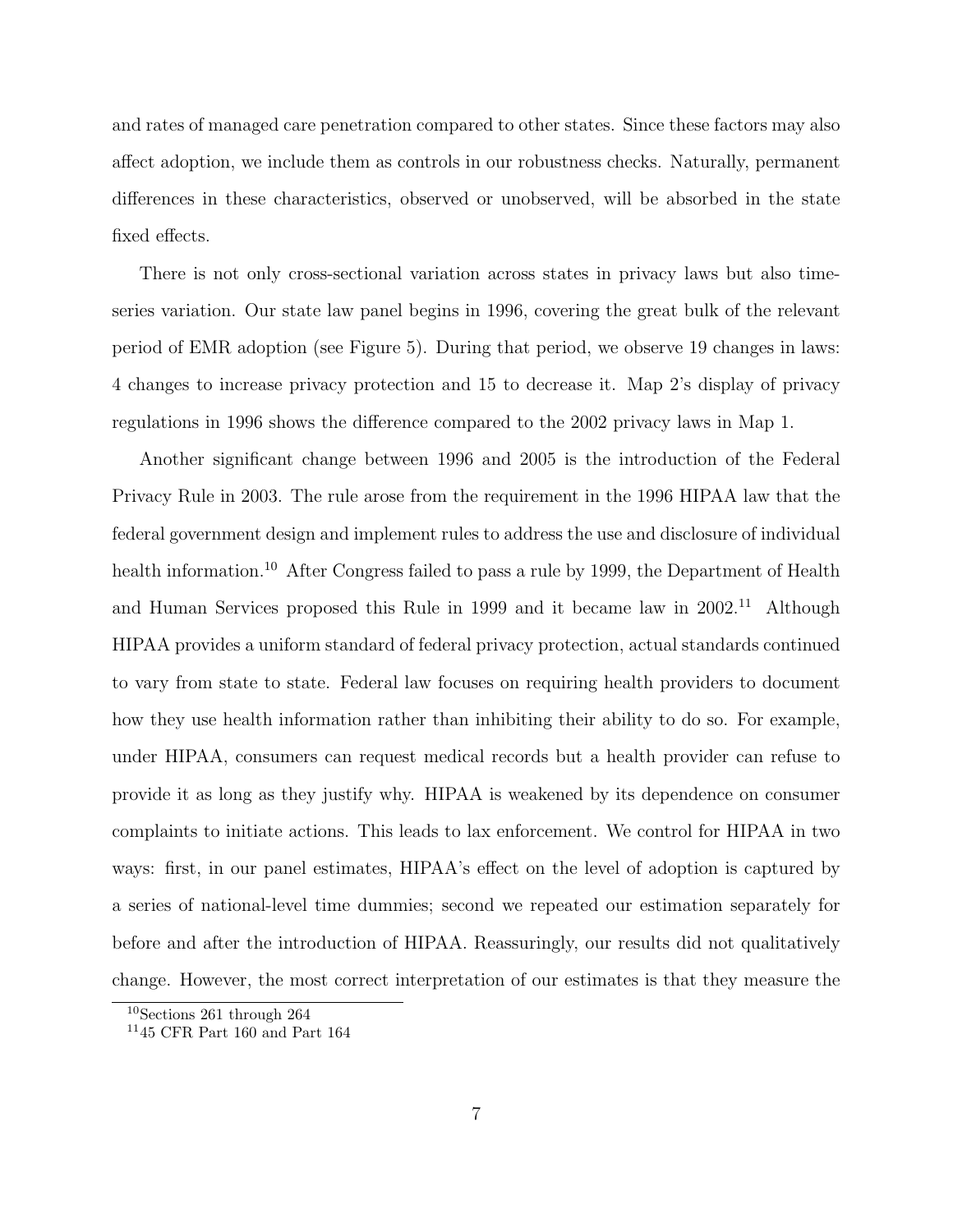and rates of managed care penetration compared to other states. Since these factors may also affect adoption, we include them as controls in our robustness checks. Naturally, permanent differences in these characteristics, observed or unobserved, will be absorbed in the state fixed effects.

There is not only cross-sectional variation across states in privacy laws but also time-series variation. Our state law panel begins in 1996, covering the great bulk of the relevant period of EMR adoption (see Figure 5). During that period, we observe 19 changes in laws: 4 changes to increase privacy protection and 15 to decrease it. Map 2's display of privacy regulations in 1996 shows the difference compared to the 2002 privacy laws in Map 1.

Another significant change between 1996 and 2005 is the introduction of the Federal Privacy Rule in 2003. The rule arose from the requirement in the 1996 HIPAA law that the federal government design and implement rules to address the use and disclosure of individual health information.[10] After Congress failed to pass a rule by 1999, the Department of Health and Human Services proposed this Rule in 1999 and it became law in 2002.[11] Although HIPAA provides a uniform standard of federal privacy protection, actual standards continued to vary from state to state. Federal law focuses on requiring health providers to document how they use health information rather than inhibiting their ability to do so. For example, under HIPAA, consumers can request medical records but a health provider can refuse to provide it as long as they justify why. HIPAA is weakened by its dependence on consumer complaints to initiate actions. This leads to lax enforcement. We control for HIPAA in two ways: first, in our panel estimates, HIPAA's effect on the level of adoption is captured by a series of national-level time dummies; second we repeated our estimation separately for before and after the introduction of HIPAA. Reassuringly, our results did not qualitatively change. However, the most correct interpretation of our estimates is that they measure the

[10] Sections 261 through 264

[11] 45 CFR Part 160 and Part 164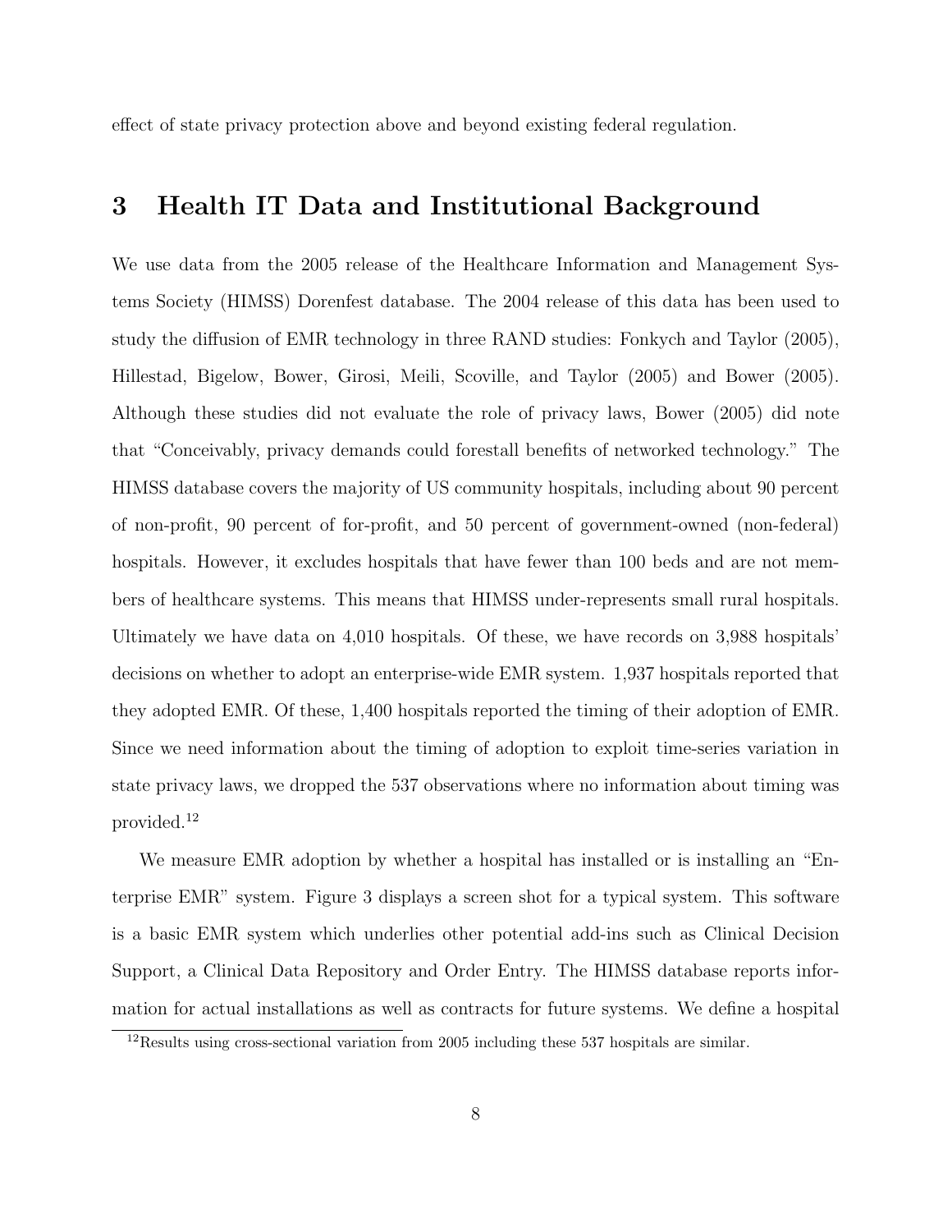effect of state privacy protection above and beyond existing federal regulation.

## 3 Health IT Data and Institutional Background

We use data from the 2005 release of the Healthcare Information and Management Systems Society (HIMSS) Dorenfest database. The 2004 release of this data has been used to study the diffusion of EMR technology in three RAND studies: Fonkych and Taylor (2005), Hillestad, Bigelow, Bower, Girosi, Meili, Scoville, and Taylor (2005) and Bower (2005). Although these studies did not evaluate the role of privacy laws, Bower (2005) did note that "Conceivably, privacy demands could forestall benefits of networked technology." The HIMSS database covers the majority of US community hospitals, including about 90 percent of non-profit, 90 percent of for-profit, and 50 percent of government-owned (non-federal) hospitals. However, it excludes hospitals that have fewer than 100 beds and are not members of healthcare systems. This means that HIMSS under-represents small rural hospitals. Ultimately we have data on 4,010 hospitals. Of these, we have records on 3,988 hospitals' decisions on whether to adopt an enterprise-wide EMR system. 1,937 hospitals reported that they adopted EMR. Of these, 1,400 hospitals reported the timing of their adoption of EMR. Since we need information about the timing of adoption to exploit time-series variation in state privacy laws, we dropped the 537 observations where no information about timing was provided.[12]

We measure EMR adoption by whether a hospital has installed or is installing an "Enterprise EMR" system. Figure 3 displays a screen shot for a typical system. This software is a basic EMR system which underlies other potential add-ins such as Clinical Decision Support, a Clinical Data Repository and Order Entry. The HIMSS database reports information for actual installations as well as contracts for future systems. We define a hospital

[12] Results using cross-sectional variation from 2005 including these 537 hospitals are similar.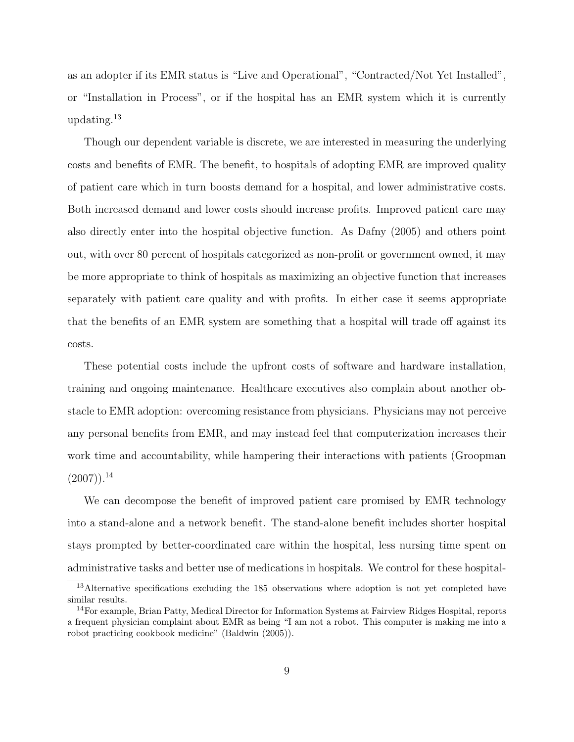as an adopter if its EMR status is "Live and Operational", "Contracted/Not Yet Installed", or "Installation in Process", or if the hospital has an EMR system which it is currently updating.[13]

Though our dependent variable is discrete, we are interested in measuring the underlying costs and benefits of EMR. The benefit, to hospitals of adopting EMR are improved quality of patient care which in turn boosts demand for a hospital, and lower administrative costs. Both increased demand and lower costs should increase profits. Improved patient care may also directly enter into the hospital objective function. As Dafny (2005) and others point out, with over 80 percent of hospitals categorized as non-profit or government owned, it may be more appropriate to think of hospitals as maximizing an objective function that increases separately with patient care quality and with profits. In either case it seems appropriate that the benefits of an EMR system are something that a hospital will trade off against its costs.

These potential costs include the upfront costs of software and hardware installation, training and ongoing maintenance. Healthcare executives also complain about another obstacle to EMR adoption: overcoming resistance from physicians. Physicians may not perceive any personal benefits from EMR, and may instead feel that computerization increases their work time and accountability, while hampering their interactions with patients (Groopman (2007)).[14]

We can decompose the benefit of improved patient care promised by EMR technology into a stand-alone and a network benefit. The stand-alone benefit includes shorter hospital stays prompted by better-coordinated care within the hospital, less nursing time spent on administrative tasks and better use of medications in hospitals. We control for these hospital-

[13] Alternative specifications excluding the 185 observations where adoption is not yet completed have similar results.

[14] For example, Brian Patty, Medical Director for Information Systems at Fairview Ridges Hospital, reports a frequent physician complaint about EMR as being "I am not a robot. This computer is making me into a robot practicing cookbook medicine" (Baldwin (2005)).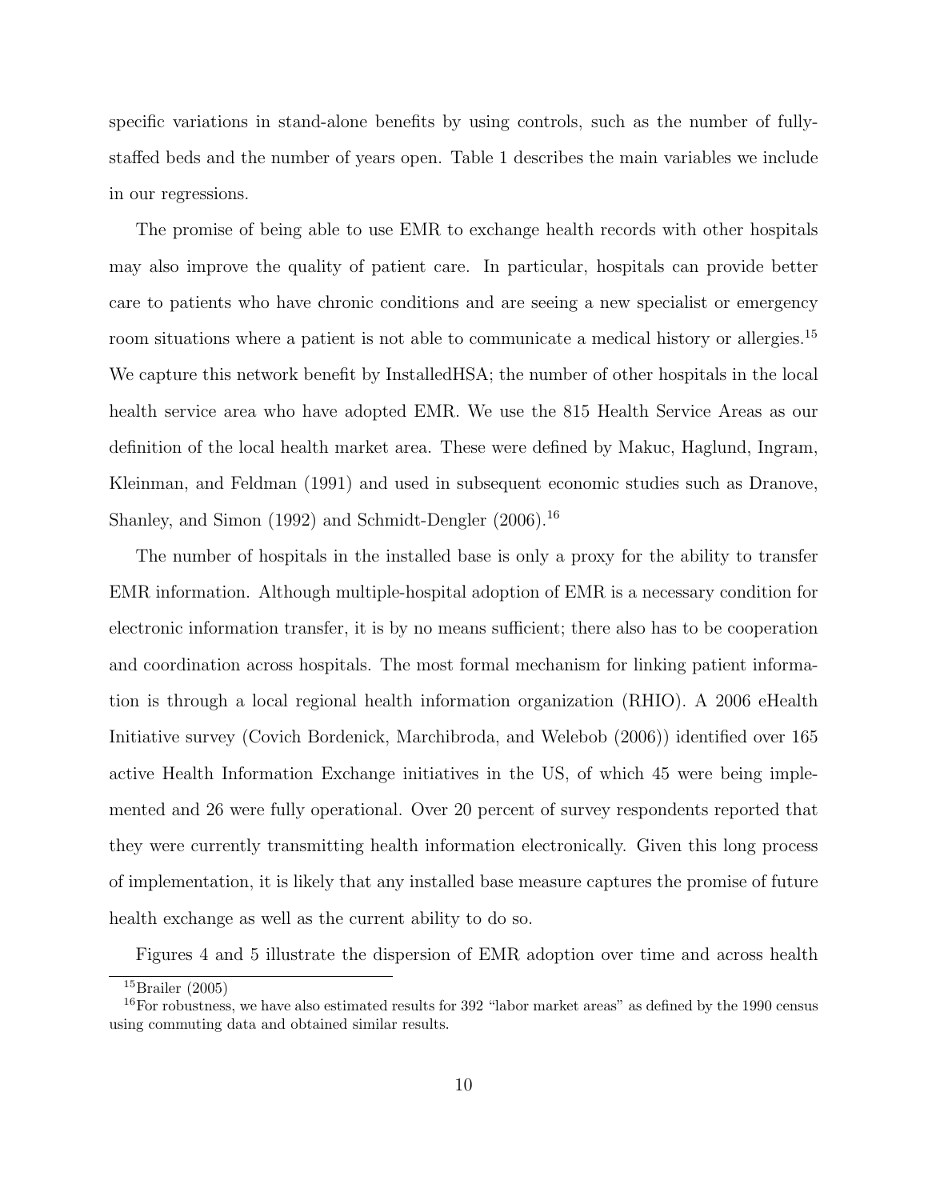specific variations in stand-alone benefits by using controls, such as the number of fully-staffed beds and the number of years open. Table 1 describes the main variables we include in our regressions.

The promise of being able to use EMR to exchange health records with other hospitals may also improve the quality of patient care. In particular, hospitals can provide better care to patients who have chronic conditions and are seeing a new specialist or emergency room situations where a patient is not able to communicate a medical history or allergies.[15] We capture this network benefit by InstalledHSA; the number of other hospitals in the local health service area who have adopted EMR. We use the 815 Health Service Areas as our definition of the local health market area. These were defined by Makuc, Haglund, Ingram, Kleinman, and Feldman (1991) and used in subsequent economic studies such as Dranove, Shanley, and Simon (1992) and Schmidt-Dengler (2006).[16]

The number of hospitals in the installed base is only a proxy for the ability to transfer EMR information. Although multiple-hospital adoption of EMR is a necessary condition for electronic information transfer, it is by no means sufficient; there also has to be cooperation and coordination across hospitals. The most formal mechanism for linking patient information is through a local regional health information organization (RHIO). A 2006 eHealth Initiative survey (Covich Bordenick, Marchibroda, and Welebob (2006)) identified over 165 active Health Information Exchange initiatives in the US, of which 45 were being implemented and 26 were fully operational. Over 20 percent of survey respondents reported that they were currently transmitting health information electronically. Given this long process of implementation, it is likely that any installed base measure captures the promise of future health exchange as well as the current ability to do so.

Figures 4 and 5 illustrate the dispersion of EMR adoption over time and across health

[15] Brailer (2005)

[16] For robustness, we have also estimated results for 392 "labor market areas" as defined by the 1990 census using commuting data and obtained similar results.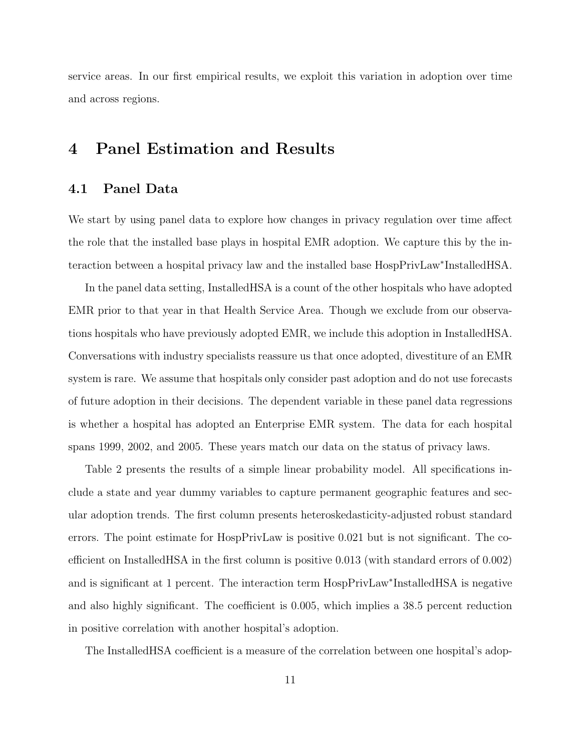service areas. In our first empirical results, we exploit this variation in adoption over time and across regions.

# 4 Panel Estimation and Results

## 4.1 Panel Data

We start by using panel data to explore how changes in privacy regulation over time affect the role that the installed base plays in hospital EMR adoption. We capture this by the interaction between a hospital privacy law and the installed base HospPrivLaw*InstalledHSA.

In the panel data setting, InstalledHSA is a count of the other hospitals who have adopted EMR prior to that year in that Health Service Area. Though we exclude from our observations hospitals who have previously adopted EMR, we include this adoption in InstalledHSA. Conversations with industry specialists reassure us that once adopted, divestiture of an EMR system is rare. We assume that hospitals only consider past adoption and do not use forecasts of future adoption in their decisions. The dependent variable in these panel data regressions is whether a hospital has adopted an Enterprise EMR system. The data for each hospital spans 1999, 2002, and 2005. These years match our data on the status of privacy laws.

Table 2 presents the results of a simple linear probability model. All specifications include a state and year dummy variables to capture permanent geographic features and secular adoption trends. The first column presents heteroskedasticity-adjusted robust standard errors. The point estimate for HospPrivLaw is positive 0.021 but is not significant. The coefficient on InstalledHSA in the first column is positive 0.013 (with standard errors of 0.002) and is significant at 1 percent. The interaction term HospPrivLaw*InstalledHSA is negative and also highly significant. The coefficient is 0.005, which implies a 38.5 percent reduction in positive correlation with another hospital's adoption.

The InstalledHSA coefficient is a measure of the correlation between one hospital's adop-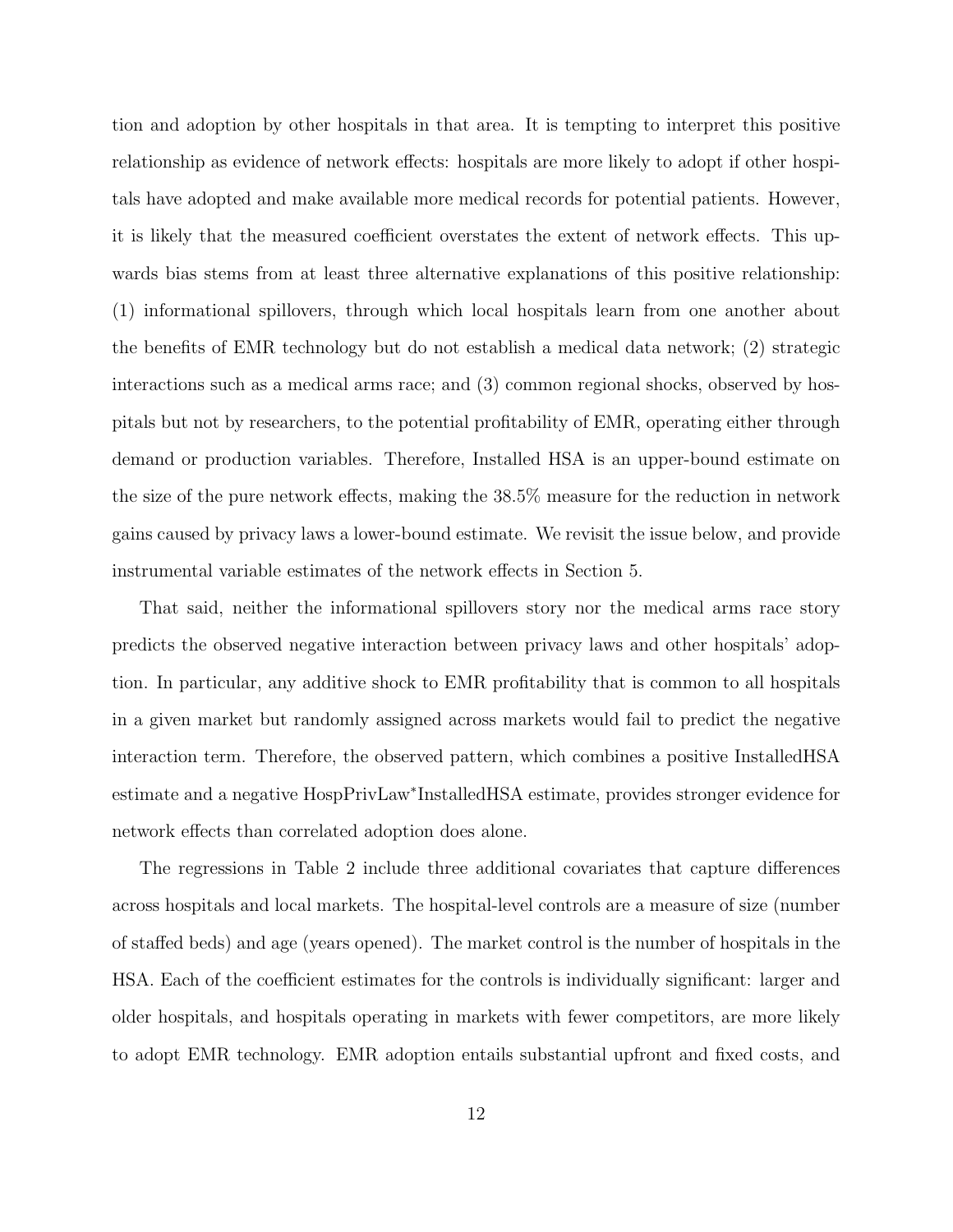tion and adoption by other hospitals in that area. It is tempting to interpret this positive relationship as evidence of network effects: hospitals are more likely to adopt if other hospitals have adopted and make available more medical records for potential patients. However, it is likely that the measured coefficient overstates the extent of network effects. This upwards bias stems from at least three alternative explanations of this positive relationship: (1) informational spillovers, through which local hospitals learn from one another about the benefits of EMR technology but do not establish a medical data network; (2) strategic interactions such as a medical arms race; and (3) common regional shocks, observed by hospitals but not by researchers, to the potential profitability of EMR, operating either through demand or production variables. Therefore, Installed HSA is an upper-bound estimate on the size of the pure network effects, making the 38.5% measure for the reduction in network gains caused by privacy laws a lower-bound estimate. We revisit the issue below, and provide instrumental variable estimates of the network effects in Section 5.

That said, neither the informational spillovers story nor the medical arms race story predicts the observed negative interaction between privacy laws and other hospitals' adoption. In particular, any additive shock to EMR profitability that is common to all hospitals in a given market but randomly assigned across markets would fail to predict the negative interaction term. Therefore, the observed pattern, which combines a positive InstalledHSA estimate and a negative HospPrivLaw*InstalledHSA estimate, provides stronger evidence for network effects than correlated adoption does alone.

The regressions in Table 2 include three additional covariates that capture differences across hospitals and local markets. The hospital-level controls are a measure of size (number of staffed beds) and age (years opened). The market control is the number of hospitals in the HSA. Each of the coefficient estimates for the controls is individually significant: larger and older hospitals, and hospitals operating in markets with fewer competitors, are more likely to adopt EMR technology. EMR adoption entails substantial upfront and fixed costs, and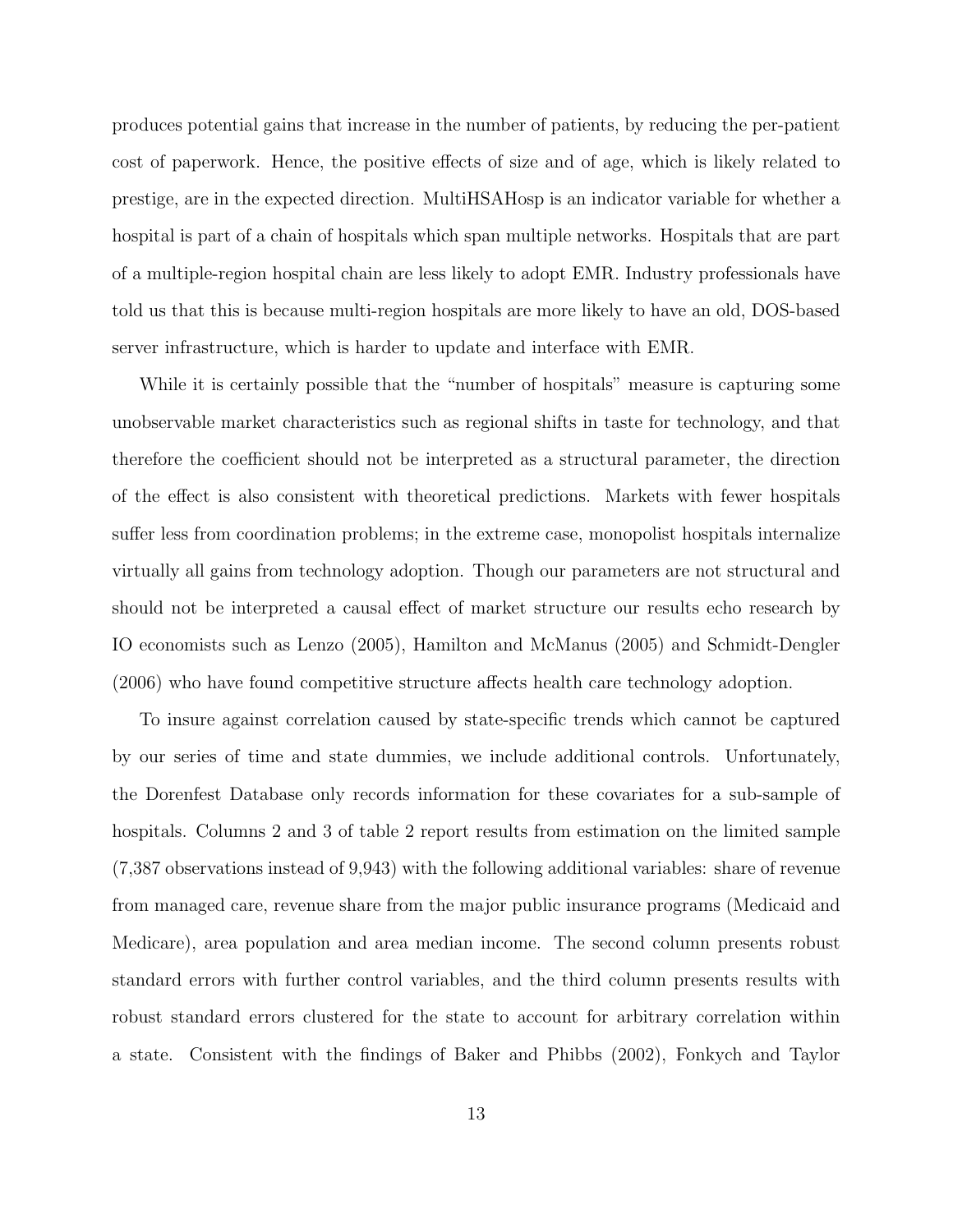produces potential gains that increase in the number of patients, by reducing the per-patient cost of paperwork. Hence, the positive effects of size and of age, which is likely related to prestige, are in the expected direction. MultiHSAHosp is an indicator variable for whether a hospital is part of a chain of hospitals which span multiple networks. Hospitals that are part of a multiple-region hospital chain are less likely to adopt EMR. Industry professionals have told us that this is because multi-region hospitals are more likely to have an old, DOS-based server infrastructure, which is harder to update and interface with EMR.

While it is certainly possible that the "number of hospitals" measure is capturing some unobservable market characteristics such as regional shifts in taste for technology, and that therefore the coefficient should not be interpreted as a structural parameter, the direction of the effect is also consistent with theoretical predictions. Markets with fewer hospitals suffer less from coordination problems; in the extreme case, monopolist hospitals internalize virtually all gains from technology adoption. Though our parameters are not structural and should not be interpreted a causal effect of market structure our results echo research by IO economists such as Lenzo (2005), Hamilton and McManus (2005) and Schmidt-Dengler (2006) who have found competitive structure affects health care technology adoption.

To insure against correlation caused by state-specific trends which cannot be captured by our series of time and state dummies, we include additional controls. Unfortunately, the Dorenfest Database only records information for these covariates for a sub-sample of hospitals. Columns 2 and 3 of table 2 report results from estimation on the limited sample (7,387 observations instead of 9,943) with the following additional variables: share of revenue from managed care, revenue share from the major public insurance programs (Medicaid and Medicare), area population and area median income. The second column presents robust standard errors with further control variables, and the third column presents results with robust standard errors clustered for the state to account for arbitrary correlation within a state. Consistent with the findings of Baker and Phibbs (2002), Fonkych and Taylor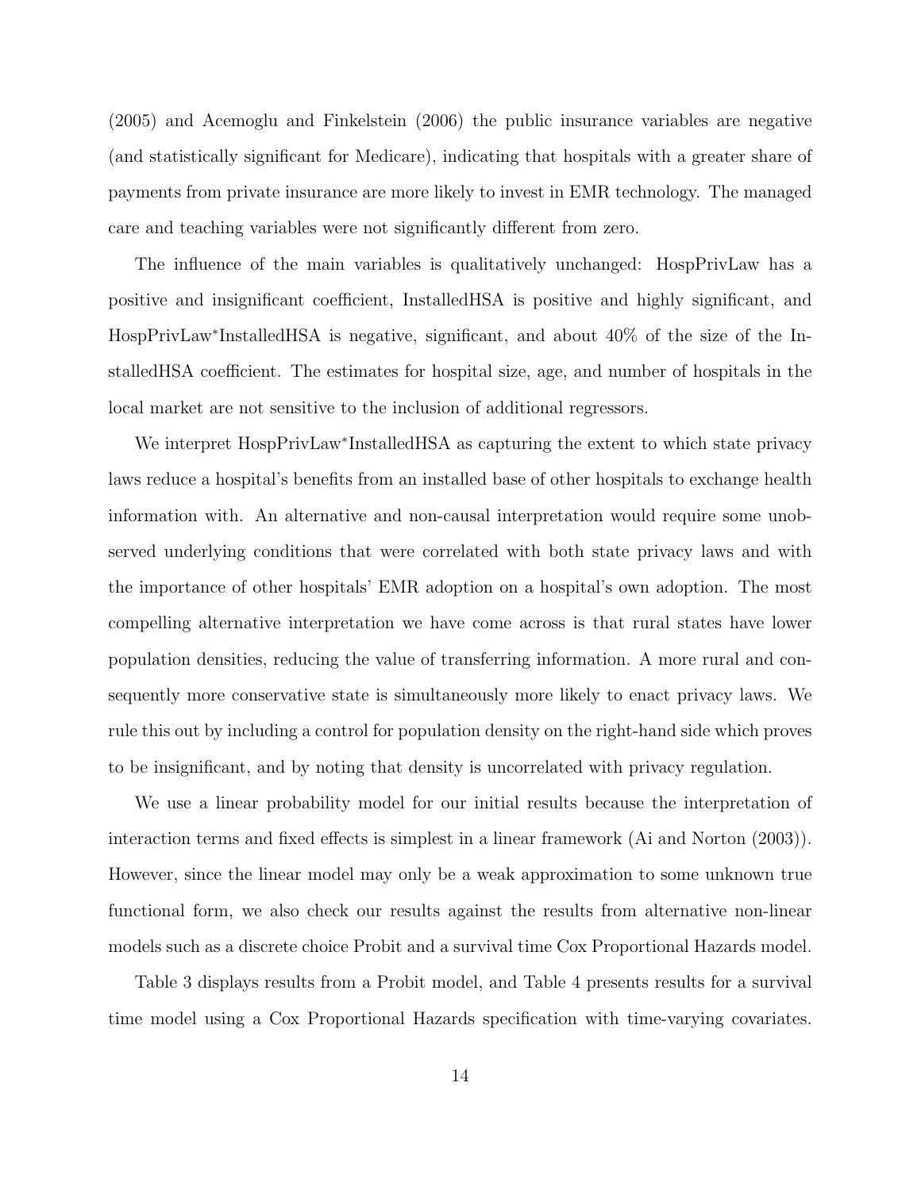(2005) and Acemoglu and Finkelstein (2006) the public insurance variables are negative (and statistically significant for Medicare), indicating that hospitals with a greater share of payments from private insurance are more likely to invest in EMR technology. The managed care and teaching variables were not significantly different from zero.

The influence of the main variables is qualitatively unchanged: HospPrivLaw has a positive and insignificant coefficient, InstalledHSA is positive and highly significant, and HospPrivLaw*InstalledHSA is negative, significant, and about 40% of the size of the InstalledHSA coefficient. The estimates for hospital size, age, and number of hospitals in the local market are not sensitive to the inclusion of additional regressors.

We interpret HospPrivLaw*InstalledHSA as capturing the extent to which state privacy laws reduce a hospital's benefits from an installed base of other hospitals to exchange health information with. An alternative and non-causal interpretation would require some unobserved underlying conditions that were correlated with both state privacy laws and with the importance of other hospitals' EMR adoption on a hospital's own adoption. The most compelling alternative interpretation we have come across is that rural states have lower population densities, reducing the value of transferring information. A more rural and consequently more conservative state is simultaneously more likely to enact privacy laws. We rule this out by including a control for population density on the right-hand side which proves to be insignificant, and by noting that density is uncorrelated with privacy regulation.

We use a linear probability model for our initial results because the interpretation of interaction terms and fixed effects is simplest in a linear framework (Ai and Norton (2003)). However, since the linear model may only be a weak approximation to some unknown true functional form, we also check our results against the results from alternative non-linear models such as a discrete choice Probit and a survival time Cox Proportional Hazards model.

Table 3 displays results from a Probit model, and Table 4 presents results for a survival time model using a Cox Proportional Hazards specification with time-varying covariates.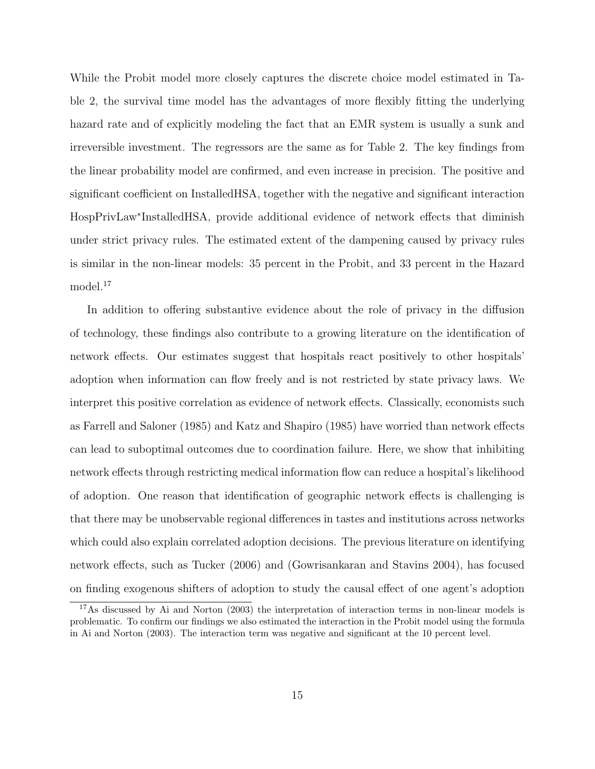While the Probit model more closely captures the discrete choice model estimated in Table 2, the survival time model has the advantages of more flexibly fitting the underlying hazard rate and of explicitly modeling the fact that an EMR system is usually a sunk and irreversible investment. The regressors are the same as for Table 2. The key findings from the linear probability model are confirmed, and even increase in precision. The positive and significant coefficient on InstalledHSA, together with the negative and significant interaction HospPrivLaw*InstalledHSA, provide additional evidence of network effects that diminish under strict privacy rules. The estimated extent of the dampening caused by privacy rules is similar in the non-linear models: 35 percent in the Probit, and 33 percent in the Hazard model.[17]

In addition to offering substantive evidence about the role of privacy in the diffusion of technology, these findings also contribute to a growing literature on the identification of network effects. Our estimates suggest that hospitals react positively to other hospitals' adoption when information can flow freely and is not restricted by state privacy laws. We interpret this positive correlation as evidence of network effects. Classically, economists such as Farrell and Saloner (1985) and Katz and Shapiro (1985) have worried than network effects can lead to suboptimal outcomes due to coordination failure. Here, we show that inhibiting network effects through restricting medical information flow can reduce a hospital's likelihood of adoption. One reason that identification of geographic network effects is challenging is that there may be unobservable regional differences in tastes and institutions across networks which could also explain correlated adoption decisions. The previous literature on identifying network effects, such as Tucker (2006) and (Gowrisankaran and Stavins 2004), has focused on finding exogenous shifters of adoption to study the causal effect of one agent's adoption

[17] As discussed by Ai and Norton (2003) the interpretation of interaction terms in non-linear models is problematic. To confirm our findings we also estimated the interaction in the Probit model using the formula in Ai and Norton (2003). The interaction term was negative and significant at the 10 percent level.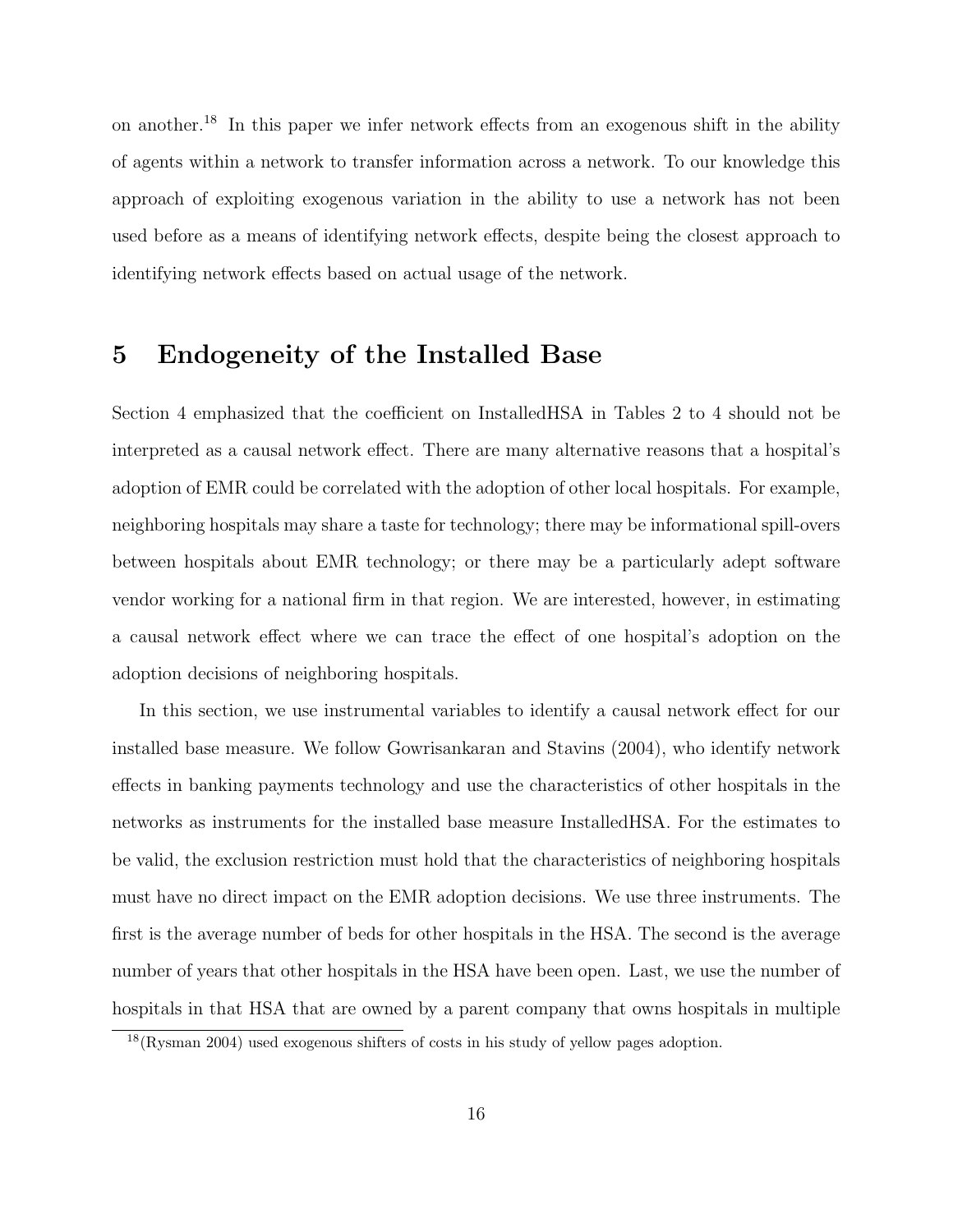on another.[18] In this paper we infer network effects from an exogenous shift in the ability of agents within a network to transfer information across a network. To our knowledge this approach of exploiting exogenous variation in the ability to use a network has not been used before as a means of identifying network effects, despite being the closest approach to identifying network effects based on actual usage of the network.

# 5 Endogeneity of the Installed Base

Section 4 emphasized that the coefficient on InstalledHSA in Tables 2 to 4 should not be interpreted as a causal network effect. There are many alternative reasons that a hospital's adoption of EMR could be correlated with the adoption of other local hospitals. For example, neighboring hospitals may share a taste for technology; there may be informational spill-overs between hospitals about EMR technology; or there may be a particularly adept software vendor working for a national firm in that region. We are interested, however, in estimating a causal network effect where we can trace the effect of one hospital's adoption on the adoption decisions of neighboring hospitals.

In this section, we use instrumental variables to identify a causal network effect for our installed base measure. We follow Gowrisankaran and Stavins (2004), who identify network effects in banking payments technology and use the characteristics of other hospitals in the networks as instruments for the installed base measure InstalledHSA. For the estimates to be valid, the exclusion restriction must hold that the characteristics of neighboring hospitals must have no direct impact on the EMR adoption decisions. We use three instruments. The first is the average number of beds for other hospitals in the HSA. The second is the average number of years that other hospitals in the HSA have been open. Last, we use the number of hospitals in that HSA that are owned by a parent company that owns hospitals in multiple

[18](Rysman 2004) used exogenous shifters of costs in his study of yellow pages adoption.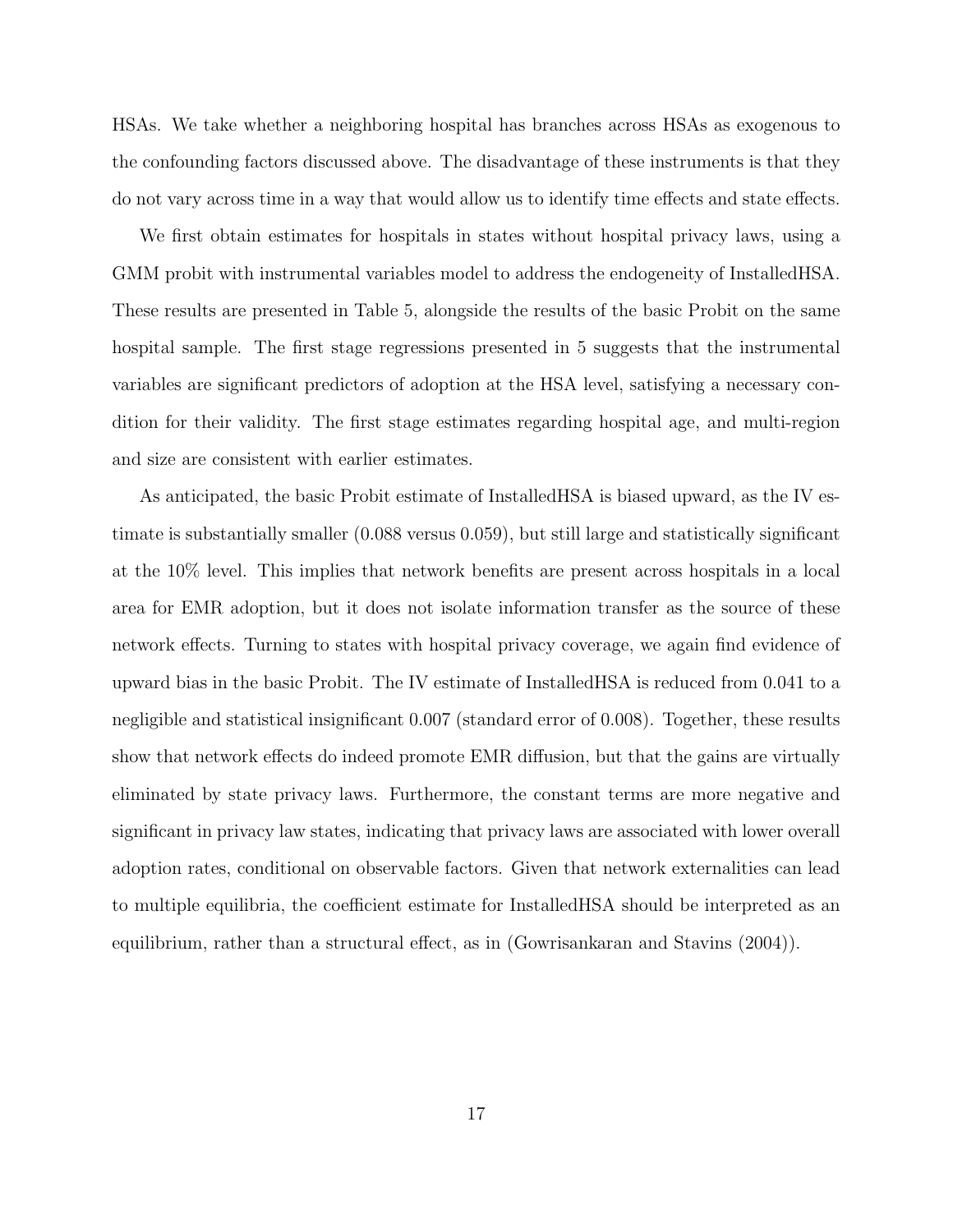HSAs. We take whether a neighboring hospital has branches across HSAs as exogenous to the confounding factors discussed above. The disadvantage of these instruments is that they do not vary across time in a way that would allow us to identify time effects and state effects.

We first obtain estimates for hospitals in states without hospital privacy laws, using a GMM probit with instrumental variables model to address the endogeneity of InstalledHSA. These results are presented in Table 5, alongside the results of the basic Probit on the same hospital sample. The first stage regressions presented in 5 suggests that the instrumental variables are significant predictors of adoption at the HSA level, satisfying a necessary condition for their validity. The first stage estimates regarding hospital age, and multi-region and size are consistent with earlier estimates.

As anticipated, the basic Probit estimate of InstalledHSA is biased upward, as the IV estimate is substantially smaller (0.088 versus 0.059), but still large and statistically significant at the 10% level. This implies that network benefits are present across hospitals in a local area for EMR adoption, but it does not isolate information transfer as the source of these network effects. Turning to states with hospital privacy coverage, we again find evidence of upward bias in the basic Probit. The IV estimate of InstalledHSA is reduced from 0.041 to a negligible and statistical insignificant 0.007 (standard error of 0.008). Together, these results show that network effects do indeed promote EMR diffusion, but that the gains are virtually eliminated by state privacy laws. Furthermore, the constant terms are more negative and significant in privacy law states, indicating that privacy laws are associated with lower overall adoption rates, conditional on observable factors. Given that network externalities can lead to multiple equilibria, the coefficient estimate for InstalledHSA should be interpreted as an equilibrium, rather than a structural effect, as in (Gowrisankaran and Stavins (2004)).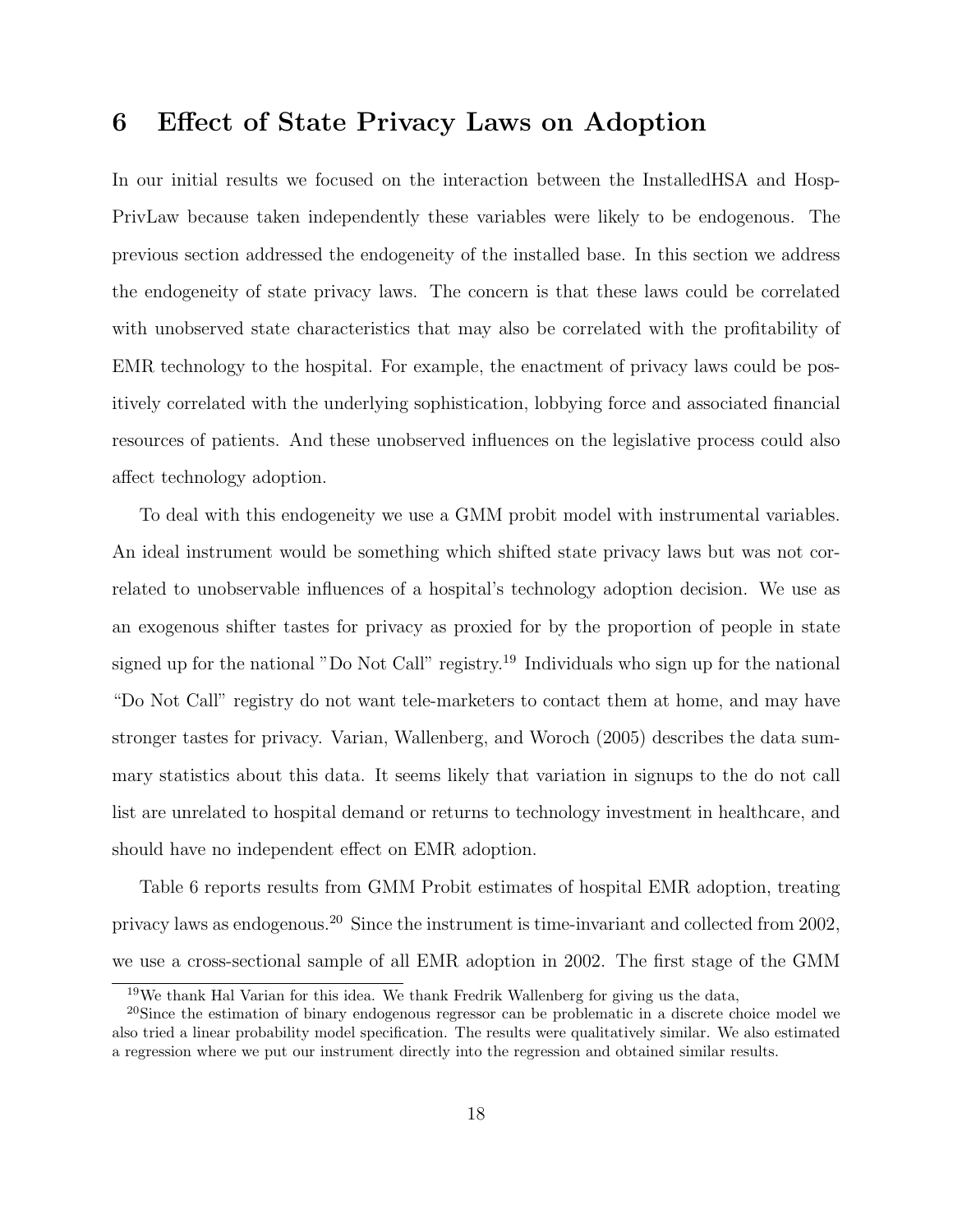## 6 Effect of State Privacy Laws on Adoption

In our initial results we focused on the interaction between the InstalledHSA and HospPrivLaw because taken independently these variables were likely to be endogenous. The previous section addressed the endogeneity of the installed base. In this section we address the endogeneity of state privacy laws. The concern is that these laws could be correlated with unobserved state characteristics that may also be correlated with the profitability of EMR technology to the hospital. For example, the enactment of privacy laws could be positively correlated with the underlying sophistication, lobbying force and associated financial resources of patients. And these unobserved influences on the legislative process could also affect technology adoption.

To deal with this endogeneity we use a GMM probit model with instrumental variables. An ideal instrument would be something which shifted state privacy laws but was not correlated to unobservable influences of a hospital's technology adoption decision. We use as an exogenous shifter tastes for privacy as proxied for by the proportion of people in state signed up for the national "Do Not Call" registry.[19] Individuals who sign up for the national "Do Not Call" registry do not want tele-marketers to contact them at home, and may have stronger tastes for privacy. Varian, Wallenberg, and Woroch (2005) describes the data summary statistics about this data. It seems likely that variation in signups to the do not call list are unrelated to hospital demand or returns to technology investment in healthcare, and should have no independent effect on EMR adoption.

Table 6 reports results from GMM Probit estimates of hospital EMR adoption, treating privacy laws as endogenous.[20] Since the instrument is time-invariant and collected from 2002, we use a cross-sectional sample of all EMR adoption in 2002. The first stage of the GMM

[19] We thank Hal Varian for this idea. We thank Fredrik Wallenberg for giving us the data,

[20] Since the estimation of binary endogenous regressor can be problematic in a discrete choice model we also tried a linear probability model specification. The results were qualitatively similar. We also estimated a regression where we put our instrument directly into the regression and obtained similar results.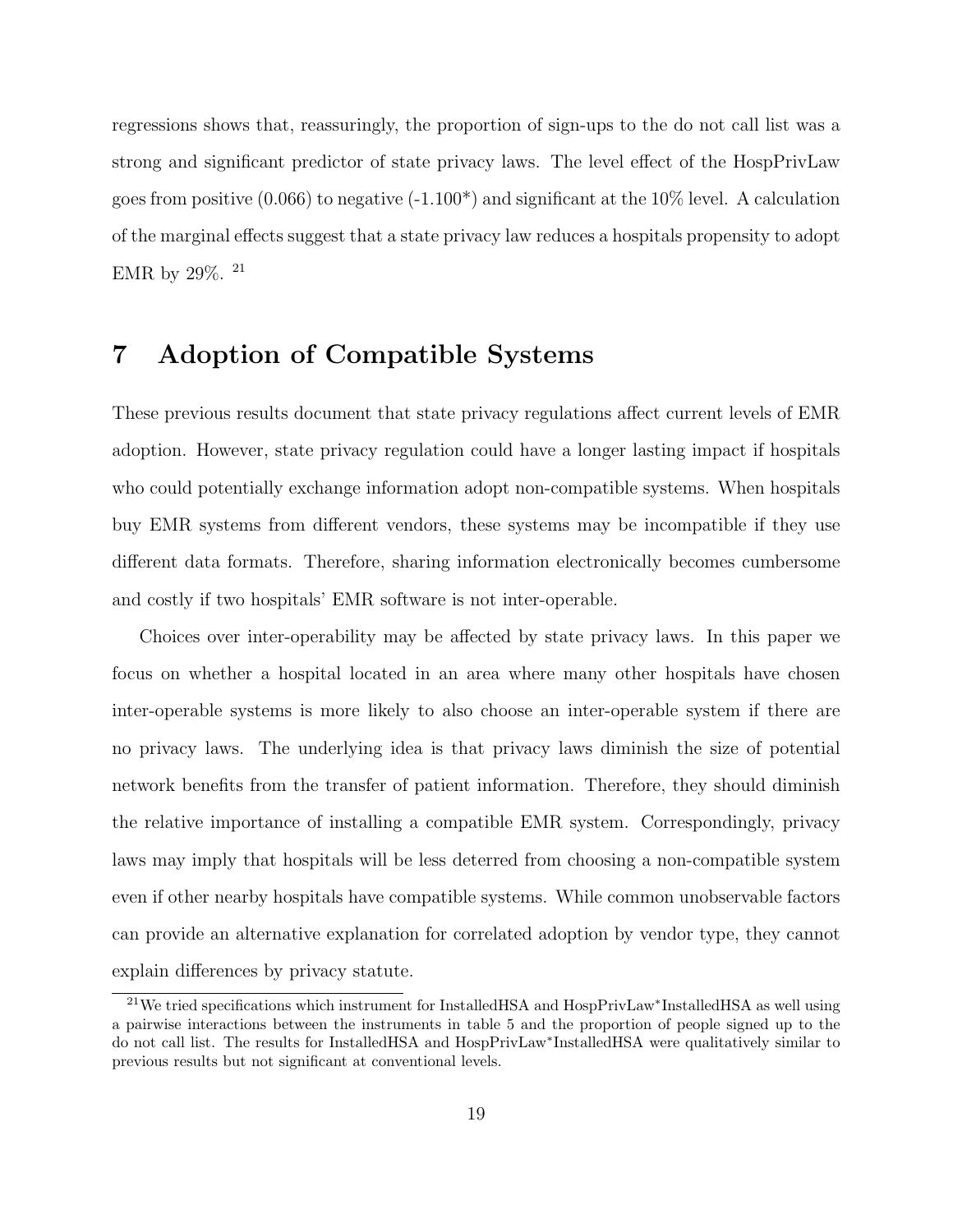regressions shows that, reassuringly, the proportion of sign-ups to the do not call list was a strong and significant predictor of state privacy laws. The level effect of the HospPrivLaw goes from positive (0.066) to negative (-1.100*) and significant at the 10% level. A calculation of the marginal effects suggest that a state privacy law reduces a hospitals propensity to adopt EMR by 29%. [21]

# 7 Adoption of Compatible Systems

These previous results document that state privacy regulations affect current levels of EMR adoption. However, state privacy regulation could have a longer lasting impact if hospitals who could potentially exchange information adopt non-compatible systems. When hospitals buy EMR systems from different vendors, these systems may be incompatible if they use different data formats. Therefore, sharing information electronically becomes cumbersome and costly if two hospitals' EMR software is not inter-operable.

Choices over inter-operability may be affected by state privacy laws. In this paper we focus on whether a hospital located in an area where many other hospitals have chosen inter-operable systems is more likely to also choose an inter-operable system if there are no privacy laws. The underlying idea is that privacy laws diminish the size of potential network benefits from the transfer of patient information. Therefore, they should diminish the relative importance of installing a compatible EMR system. Correspondingly, privacy laws may imply that hospitals will be less deterred from choosing a non-compatible system even if other nearby hospitals have compatible systems. While common unobservable factors can provide an alternative explanation for correlated adoption by vendor type, they cannot explain differences by privacy statute.

[21] We tried specifications which instrument for InstalledHSA and HospPrivLaw*InstalledHSA as well using a pairwise interactions between the instruments in table 5 and the proportion of people signed up to the do not call list. The results for InstalledHSA and HospPrivLaw*InstalledHSA were qualitatively similar to previous results but not significant at conventional levels.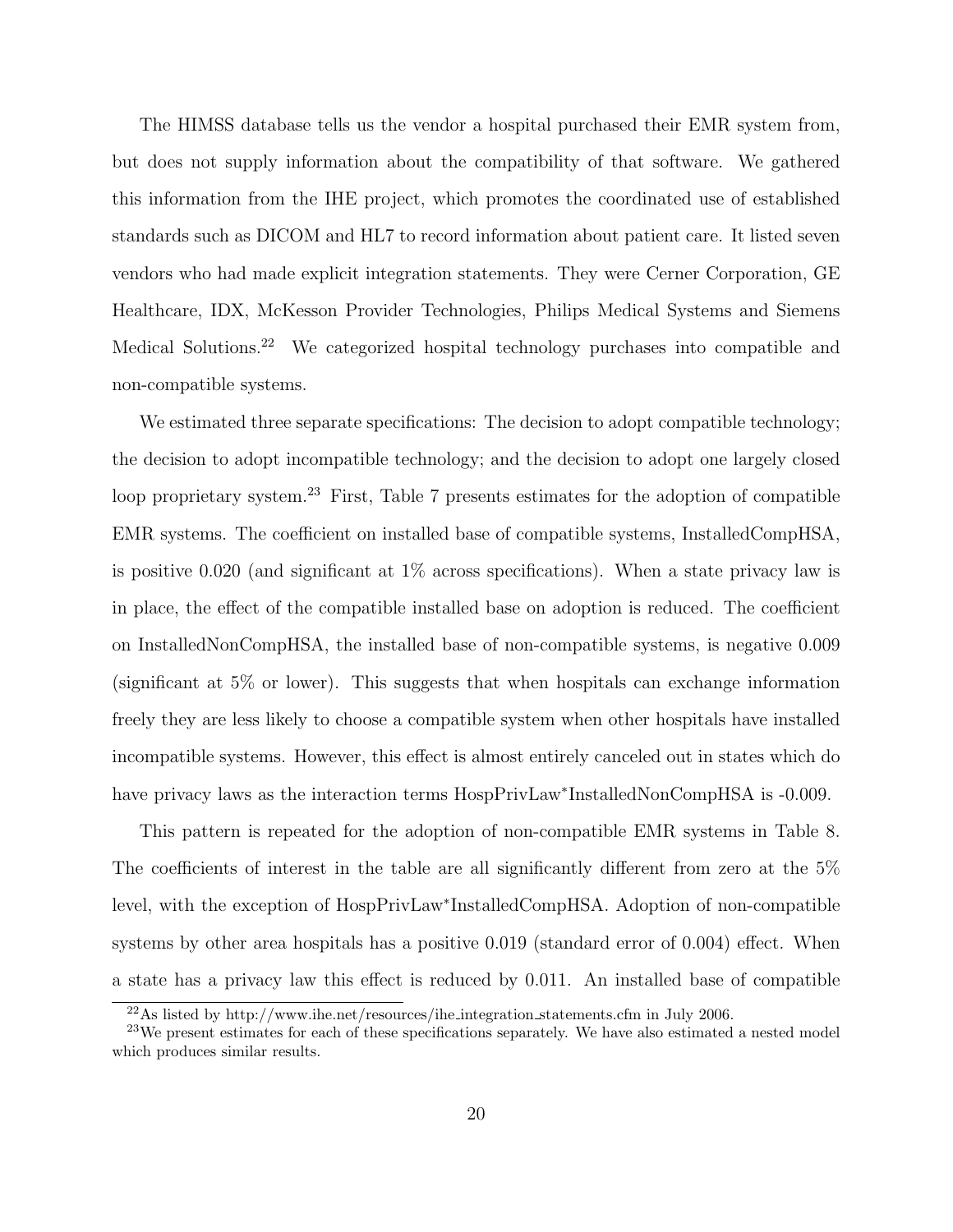The HIMSS database tells us the vendor a hospital purchased their EMR system from, but does not supply information about the compatibility of that software. We gathered this information from the IHE project, which promotes the coordinated use of established standards such as DICOM and HL7 to record information about patient care. It listed seven vendors who had made explicit integration statements. They were Cerner Corporation, GE Healthcare, IDX, McKesson Provider Technologies, Philips Medical Systems and Siemens Medical Solutions.[22] We categorized hospital technology purchases into compatible and non-compatible systems.

We estimated three separate specifications: The decision to adopt compatible technology; the decision to adopt incompatible technology; and the decision to adopt one largely closed loop proprietary system.[23] First, Table 7 presents estimates for the adoption of compatible EMR systems. The coefficient on installed base of compatible systems, InstalledCompHSA, is positive 0.020 (and significant at 1% across specifications). When a state privacy law is in place, the effect of the compatible installed base on adoption is reduced. The coefficient on InstalledNonCompHSA, the installed base of non-compatible systems, is negative 0.009 (significant at 5% or lower). This suggests that when hospitals can exchange information freely they are less likely to choose a compatible system when other hospitals have installed incompatible systems. However, this effect is almost entirely canceled out in states which do have privacy laws as the interaction terms HospPrivLaw*InstalledNonCompHSA is -0.009.

This pattern is repeated for the adoption of non-compatible EMR systems in Table 8. The coefficients of interest in the table are all significantly different from zero at the 5% level, with the exception of HospPrivLaw*InstalledCompHSA. Adoption of non-compatible systems by other area hospitals has a positive 0.019 (standard error of 0.004) effect. When a state has a privacy law this effect is reduced by 0.011. An installed base of compatible

[22] As listed by http://www.ihe.net/resources/ihe_integration_statements.cfm in July 2006.

[23] We present estimates for each of these specifications separately. We have also estimated a nested model which produces similar results.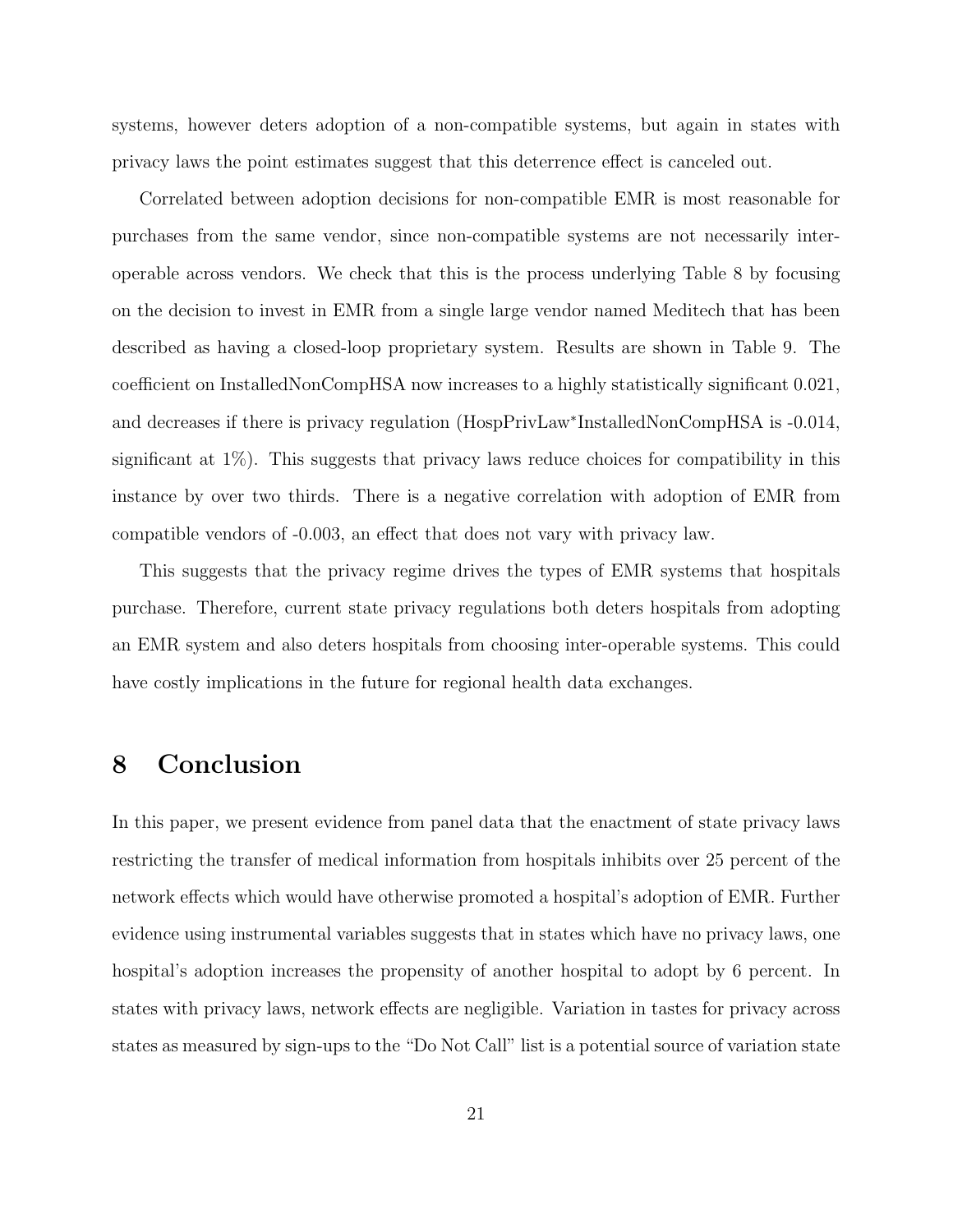systems, however deters adoption of a non-compatible systems, but again in states with privacy laws the point estimates suggest that this deterrence effect is canceled out.

Correlated between adoption decisions for non-compatible EMR is most reasonable for purchases from the same vendor, since non-compatible systems are not necessarily inter-operable across vendors. We check that this is the process underlying Table 8 by focusing on the decision to invest in EMR from a single large vendor named Meditech that has been described as having a closed-loop proprietary system. Results are shown in Table 9. The coefficient on InstalledNonCompHSA now increases to a highly statistically significant 0.021, and decreases if there is privacy regulation (HospPrivLaw*InstalledNonCompHSA is -0.014, significant at 1%). This suggests that privacy laws reduce choices for compatibility in this instance by over two thirds. There is a negative correlation with adoption of EMR from compatible vendors of -0.003, an effect that does not vary with privacy law.

This suggests that the privacy regime drives the types of EMR systems that hospitals purchase. Therefore, current state privacy regulations both deters hospitals from adopting an EMR system and also deters hospitals from choosing inter-operable systems. This could have costly implications in the future for regional health data exchanges.

## 8 Conclusion

In this paper, we present evidence from panel data that the enactment of state privacy laws restricting the transfer of medical information from hospitals inhibits over 25 percent of the network effects which would have otherwise promoted a hospital's adoption of EMR. Further evidence using instrumental variables suggests that in states which have no privacy laws, one hospital's adoption increases the propensity of another hospital to adopt by 6 percent. In states with privacy laws, network effects are negligible. Variation in tastes for privacy across states as measured by sign-ups to the "Do Not Call" list is a potential source of variation state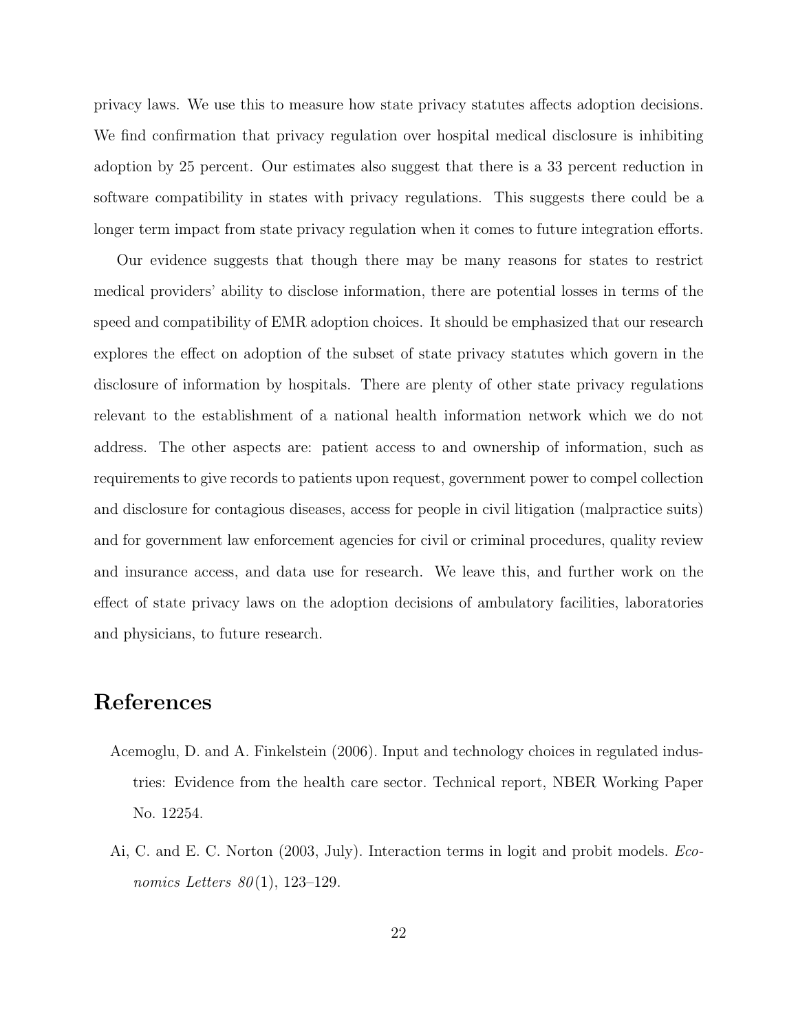privacy laws. We use this to measure how state privacy statutes affects adoption decisions. We find confirmation that privacy regulation over hospital medical disclosure is inhibiting adoption by 25 percent. Our estimates also suggest that there is a 33 percent reduction in software compatibility in states with privacy regulations. This suggests there could be a longer term impact from state privacy regulation when it comes to future integration efforts.

Our evidence suggests that though there may be many reasons for states to restrict medical providers' ability to disclose information, there are potential losses in terms of the speed and compatibility of EMR adoption choices. It should be emphasized that our research explores the effect on adoption of the subset of state privacy statutes which govern in the disclosure of information by hospitals. There are plenty of other state privacy regulations relevant to the establishment of a national health information network which we do not address. The other aspects are: patient access to and ownership of information, such as requirements to give records to patients upon request, government power to compel collection and disclosure for contagious diseases, access for people in civil litigation (malpractice suits) and for government law enforcement agencies for civil or criminal procedures, quality review and insurance access, and data use for research. We leave this, and further work on the effect of state privacy laws on the adoption decisions of ambulatory facilities, laboratories and physicians, to future research.

# References

Acemoglu, D. and A. Finkelstein (2006). Input and technology choices in regulated industries: Evidence from the health care sector. Technical report, NBER Working Paper No. 12254.

Ai, C. and E. C. Norton (2003, July). Interaction terms in logit and probit models. *Economics Letters 80*(1), 123–129.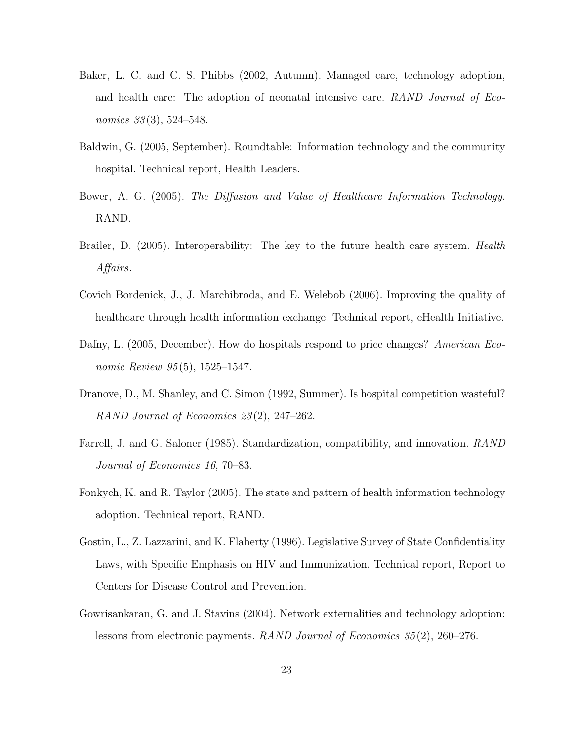Baker, L. C. and C. S. Phibbs (2002, Autumn). Managed care, technology adoption, and health care: The adoption of neonatal intensive care. *RAND Journal of Economics 33*(3), 524–548.

Baldwin, G. (2005, September). Roundtable: Information technology and the community hospital. Technical report, Health Leaders.

Bower, A. G. (2005). *The Diffusion and Value of Healthcare Information Technology*. RAND.

Brailer, D. (2005). Interoperability: The key to the future health care system. *Health Affairs*.

Covich Bordenick, J., J. Marchibroda, and E. Welebob (2006). Improving the quality of healthcare through health information exchange. Technical report, eHealth Initiative.

Dafny, L. (2005, December). How do hospitals respond to price changes? *American Economic Review 95*(5), 1525–1547.

Dranove, D., M. Shanley, and C. Simon (1992, Summer). Is hospital competition wasteful? *RAND Journal of Economics 23*(2), 247–262.

Farrell, J. and G. Saloner (1985). Standardization, compatibility, and innovation. *RAND Journal of Economics 16*, 70–83.

Fonkych, K. and R. Taylor (2005). The state and pattern of health information technology adoption. Technical report, RAND.

Gostin, L., Z. Lazzarini, and K. Flaherty (1996). Legislative Survey of State Confidentiality Laws, with Specific Emphasis on HIV and Immunization. Technical report, Report to Centers for Disease Control and Prevention.

Gowrisankaran, G. and J. Stavins (2004). Network externalities and technology adoption: lessons from electronic payments. *RAND Journal of Economics 35*(2), 260–276.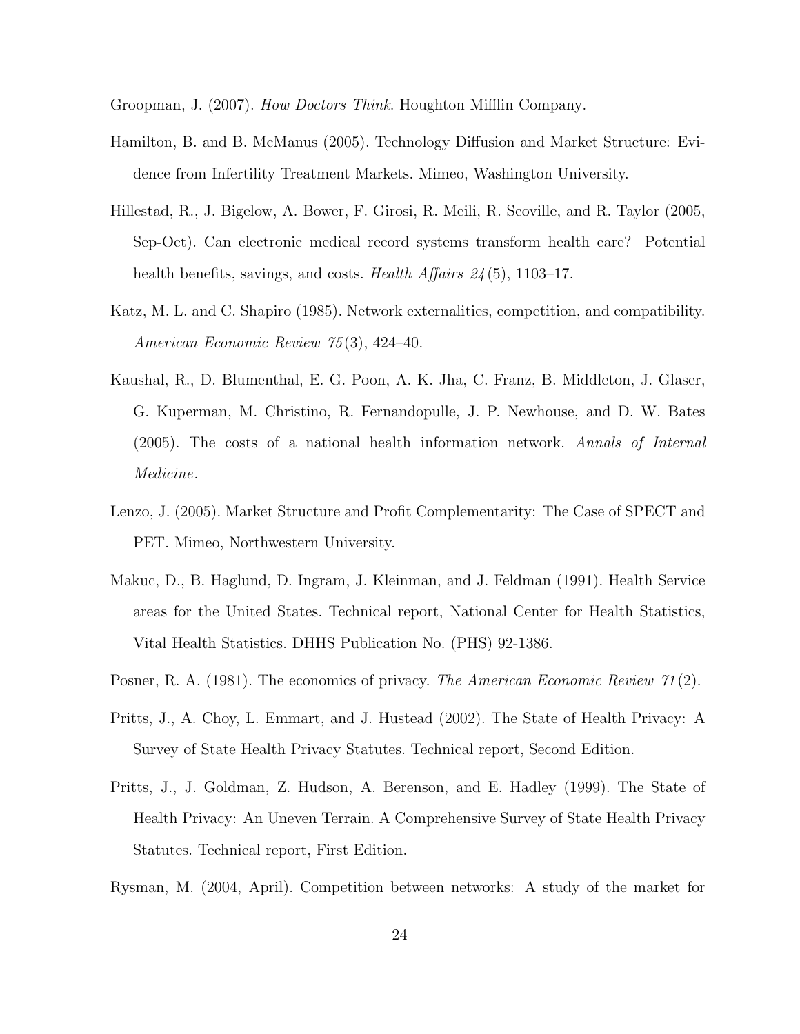Groopman, J. (2007). *How Doctors Think*. Houghton Mifflin Company.

Hamilton, B. and B. McManus (2005). Technology Diffusion and Market Structure: Evidence from Infertility Treatment Markets. Mimeo, Washington University.

Hillestad, R., J. Bigelow, A. Bower, F. Girosi, R. Meili, R. Scoville, and R. Taylor (2005, Sep-Oct). Can electronic medical record systems transform health care? Potential health benefits, savings, and costs. *Health Affairs 24*(5), 1103–17.

Katz, M. L. and C. Shapiro (1985). Network externalities, competition, and compatibility. *American Economic Review 75*(3), 424–40.

Kaushal, R., D. Blumenthal, E. G. Poon, A. K. Jha, C. Franz, B. Middleton, J. Glaser, G. Kuperman, M. Christino, R. Fernandopulle, J. P. Newhouse, and D. W. Bates (2005). The costs of a national health information network. *Annals of Internal Medicine*.

Lenzo, J. (2005). Market Structure and Profit Complementarity: The Case of SPECT and PET. Mimeo, Northwestern University.

Makuc, D., B. Haglund, D. Ingram, J. Kleinman, and J. Feldman (1991). Health Service areas for the United States. Technical report, National Center for Health Statistics, Vital Health Statistics. DHHS Publication No. (PHS) 92-1386.

Posner, R. A. (1981). The economics of privacy. *The American Economic Review 71*(2).

Pritts, J., A. Choy, L. Emmart, and J. Hustead (2002). The State of Health Privacy: A Survey of State Health Privacy Statutes. Technical report, Second Edition.

Pritts, J., J. Goldman, Z. Hudson, A. Berenson, and E. Hadley (1999). The State of Health Privacy: An Uneven Terrain. A Comprehensive Survey of State Health Privacy Statutes. Technical report, First Edition.

Rysman, M. (2004, April). Competition between networks: A study of the market for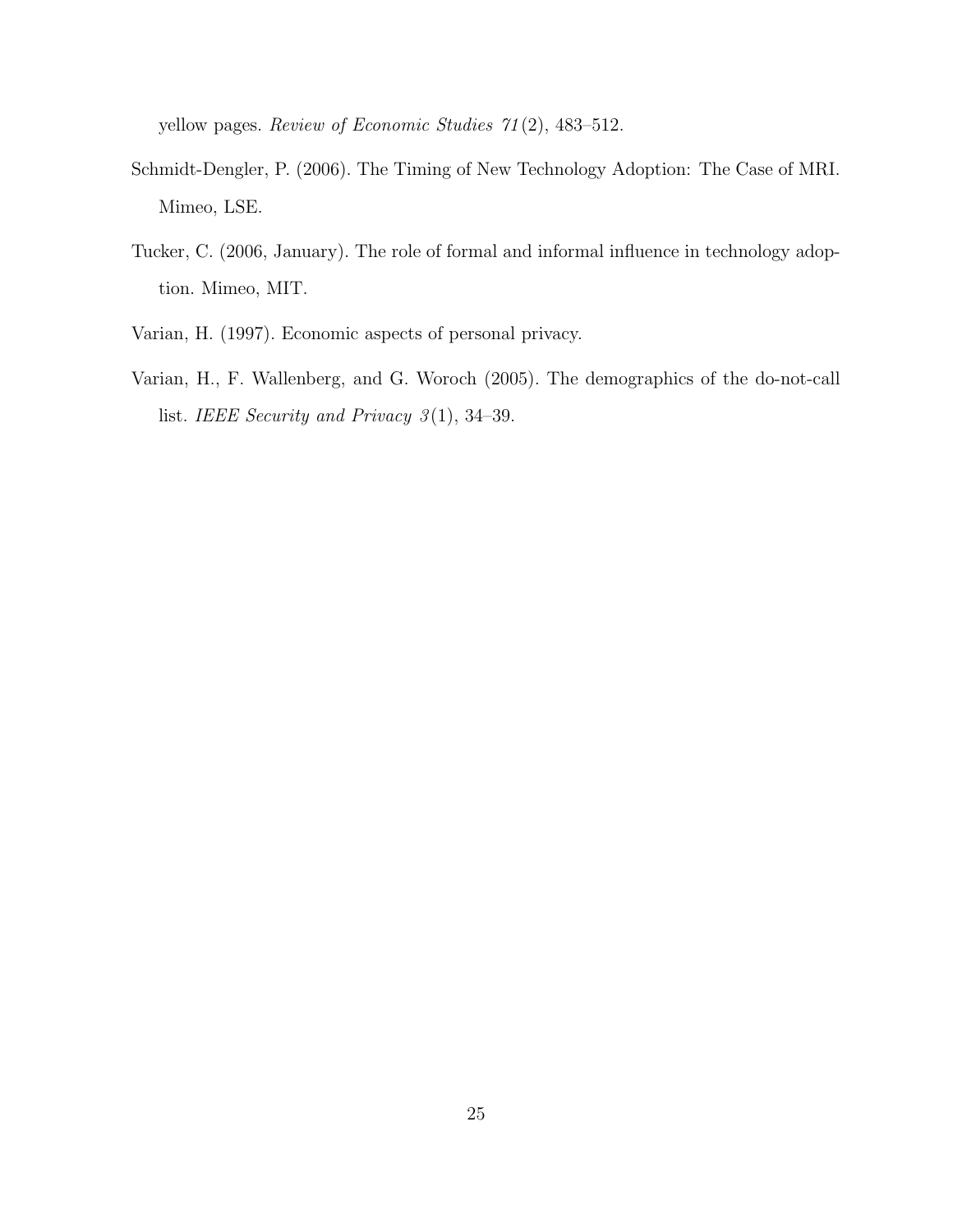yellow pages. *Review of Economic Studies 71*(2), 483–512.

Schmidt-Dengler, P. (2006). The Timing of New Technology Adoption: The Case of MRI. Mimeo, LSE.

Tucker, C. (2006, January). The role of formal and informal influence in technology adoption. Mimeo, MIT.

Varian, H. (1997). Economic aspects of personal privacy.

Varian, H., F. Wallenberg, and G. Woroch (2005). The demographics of the do-not-call list. *IEEE Security and Privacy 3*(1), 34–39.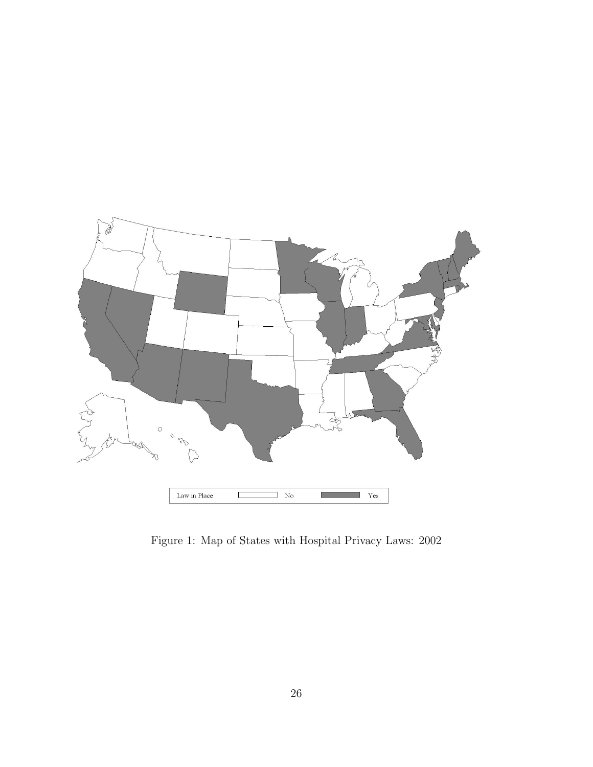Law in Place | No | Yes

Figure 1: Map of States with Hospital Privacy Laws: 2002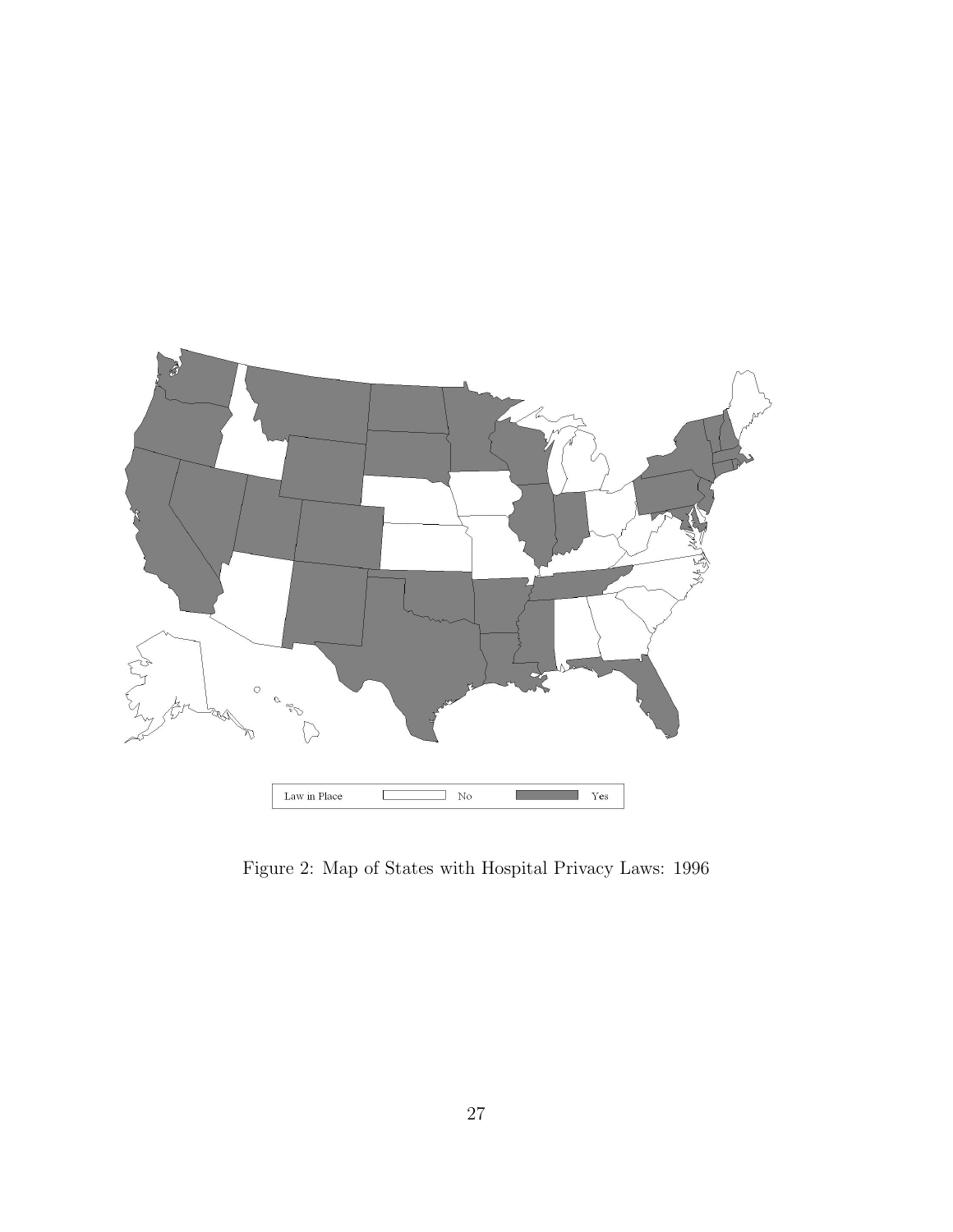| Law in Place | No | Yes |
|---|---|---|

Figure 2: Map of States with Hospital Privacy Laws: 1996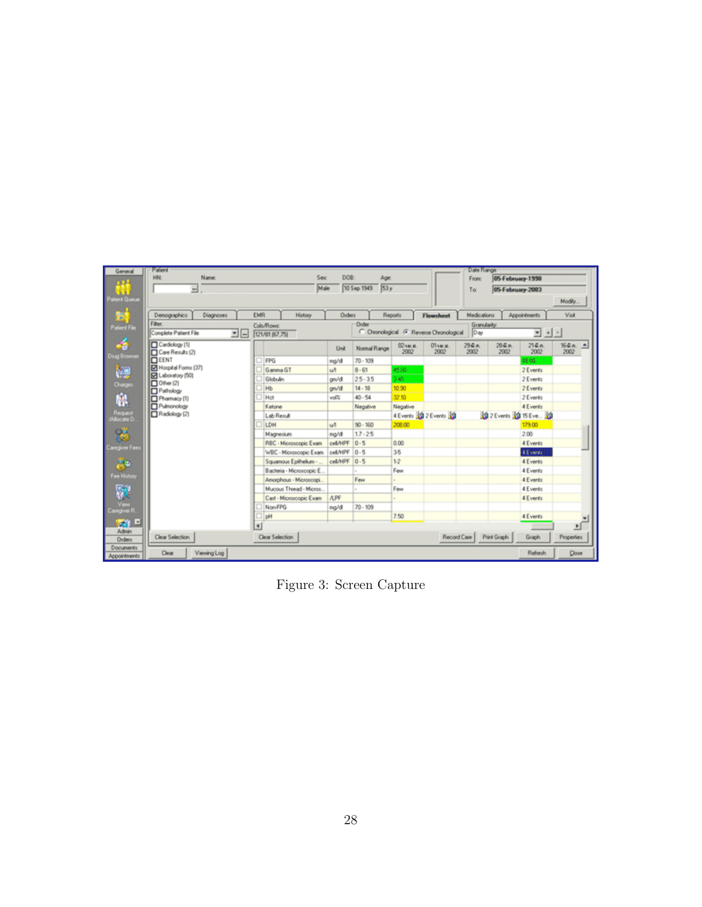Figure 3: Screen Capture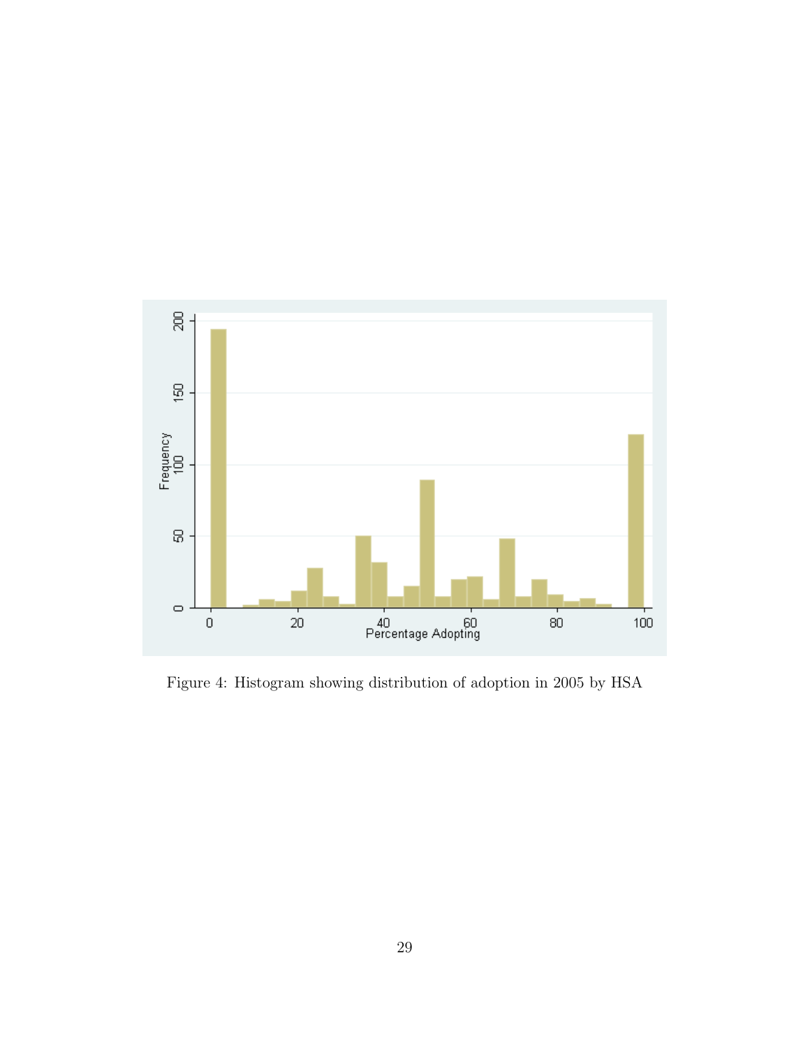Figure 4: Histogram showing distribution of adoption in 2005 by HSA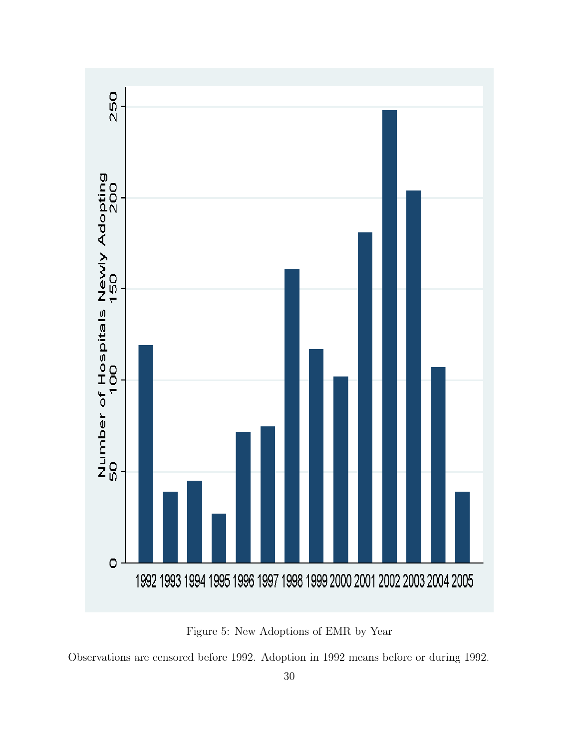Figure 5: New Adoptions of EMR by Year

Observations are censored before 1992. Adoption in 1992 means before or during 1992.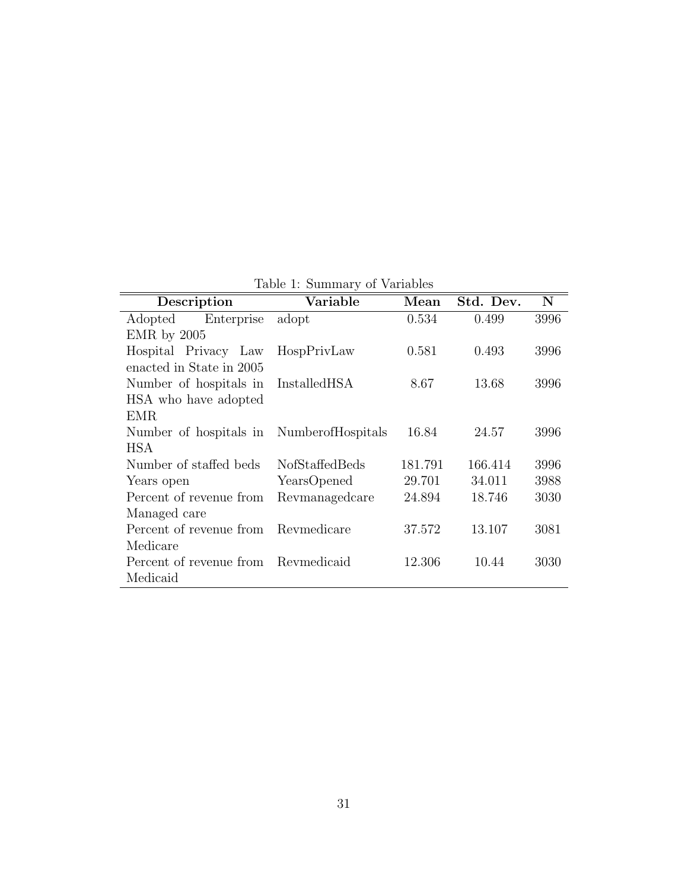Table 1: Summary of Variables

| Description | Variable | Mean | Std. Dev. | N |
|---|---|---|---|---|
| Adopted Enterprise EMR by 2005 | adopt | 0.534 | 0.499 | 3996 |
| Hospital Privacy Law enacted in State in 2005 | HospPrivLaw | 0.581 | 0.493 | 3996 |
| Number of hospitals in HSA who have adopted EMR | InstalledHSA | 8.67 | 13.68 | 3996 |
| Number of hospitals in HSA | NumberofHospitals | 16.84 | 24.57 | 3996 |
| Number of staffed beds | NofStaffedBeds | 181.791 | 166.414 | 3996 |
| Years open | YearsOpened | 29.701 | 34.011 | 3988 |
| Percent of revenue from Managed care | Revmanagedcare | 24.894 | 18.746 | 3030 |
| Percent of revenue from Medicare | Revmedicare | 37.572 | 13.107 | 3081 |
| Percent of revenue from Medicaid | Revmedicaid | 12.306 | 10.44 | 3030 |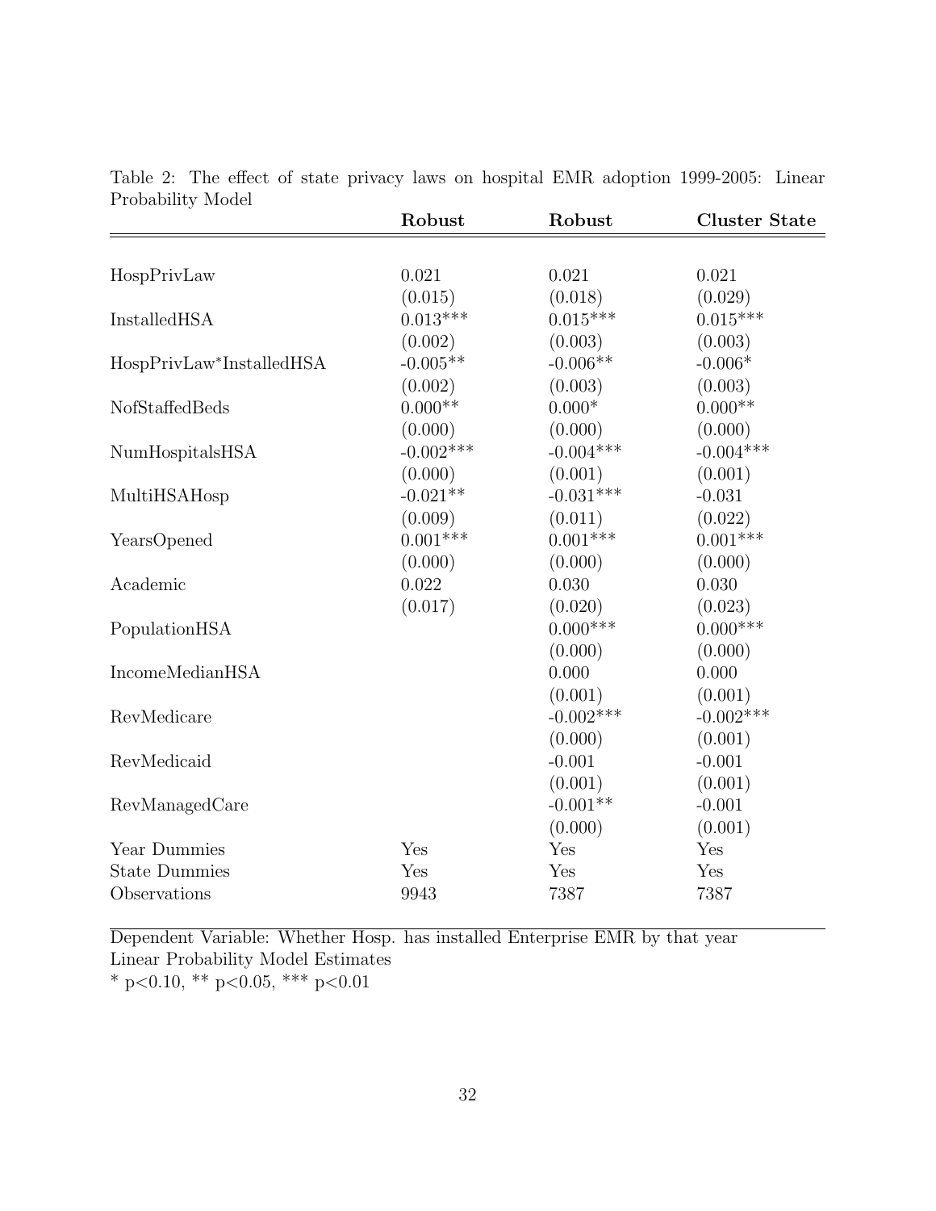Table 2: The effect of state privacy laws on hospital EMR adoption 1999-2005: Linear Probability Model

| | **Robust** | **Robust** | **Cluster State** |
|---|---|---|---|
| HospPrivLaw | 0.021 | 0.021 | 0.021 |
| | (0.015) | (0.018) | (0.029) |
| InstalledHSA | 0.013*** | 0.015*** | 0.015*** |
| | (0.002) | (0.003) | (0.003) |
| HospPrivLaw*InstalledHSA | -0.005** | -0.006** | -0.006* |
| | (0.002) | (0.003) | (0.003) |
| NofStaffedBeds | 0.000** | 0.000* | 0.000** |
| | (0.000) | (0.000) | (0.000) |
| NumHospitalsHSA | -0.002*** | -0.004*** | -0.004*** |
| | (0.000) | (0.001) | (0.001) |
| MultiHSAHosp | -0.021** | -0.031*** | -0.031 |
| | (0.009) | (0.011) | (0.022) |
| YearsOpened | 0.001*** | 0.001*** | 0.001*** |
| | (0.000) | (0.000) | (0.000) |
| Academic | 0.022 | 0.030 | 0.030 |
| | (0.017) | (0.020) | (0.023) |
| PopulationHSA | | 0.000*** | 0.000*** |
| | | (0.000) | (0.000) |
| IncomeMedianHSA | | 0.000 | 0.000 |
| | | (0.001) | (0.001) |
| RevMedicare | | -0.002*** | -0.002*** |
| | | (0.000) | (0.001) |
| RevMedicaid | | -0.001 | -0.001 |
| | | (0.001) | (0.001) |
| RevManagedCare | | -0.001** | -0.001 |
| | | (0.000) | (0.001) |
| Year Dummies | Yes | Yes | Yes |
| State Dummies | Yes | Yes | Yes |
| Observations | 9943 | 7387 | 7387 |

Dependent Variable: Whether Hosp. has installed Enterprise EMR by that year
Linear Probability Model Estimates
* $p<0.10$, ** $p<0.05$, *** $p<0.01$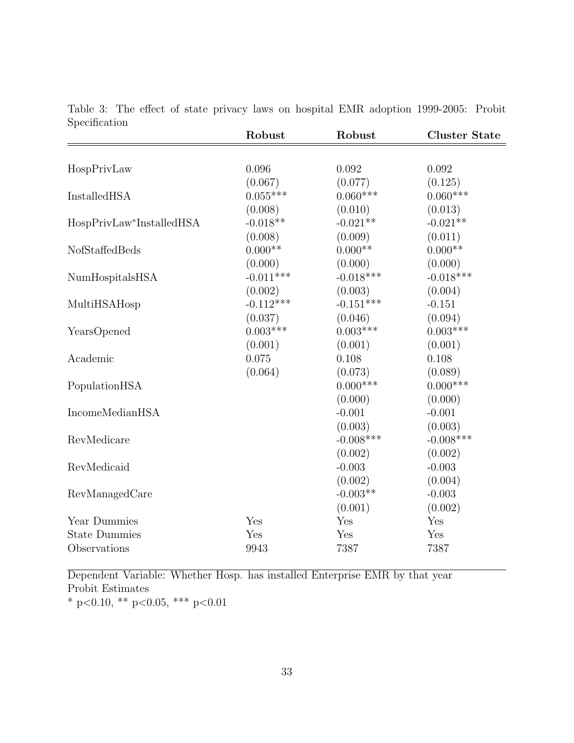Table 3: The effect of state privacy laws on hospital EMR adoption 1999-2005: Probit Specification

| | **Robust** | **Robust** | **Cluster State** |
|---|---|---|---|
| HospPrivLaw | 0.096 | 0.092 | 0.092 |
| | (0.067) | (0.077) | (0.125) |
| InstalledHSA | 0.055*** | 0.060*** | 0.060*** |
| | (0.008) | (0.010) | (0.013) |
| HospPrivLaw*InstalledHSA | -0.018** | -0.021** | -0.021** |
| | (0.008) | (0.009) | (0.011) |
| NofStaffedBeds | 0.000** | 0.000** | 0.000** |
| | (0.000) | (0.000) | (0.000) |
| NumHospitalsHSA | -0.011*** | -0.018*** | -0.018*** |
| | (0.002) | (0.003) | (0.004) |
| MultiHSAHosp | -0.112*** | -0.151*** | -0.151 |
| | (0.037) | (0.046) | (0.094) |
| YearsOpened | 0.003*** | 0.003*** | 0.003*** |
| | (0.001) | (0.001) | (0.001) |
| Academic | 0.075 | 0.108 | 0.108 |
| | (0.064) | (0.073) | (0.089) |
| PopulationHSA | | 0.000*** | 0.000*** |
| | | (0.000) | (0.000) |
| IncomeMedianHSA | | -0.001 | -0.001 |
| | | (0.003) | (0.003) |
| RevMedicare | | -0.008*** | -0.008*** |
| | | (0.002) | (0.002) |
| RevMedicaid | | -0.003 | -0.003 |
| | | (0.002) | (0.004) |
| RevManagedCare | | -0.003** | -0.003 |
| | | (0.001) | (0.002) |
| Year Dummies | Yes | Yes | Yes |
| State Dummies | Yes | Yes | Yes |
| Observations | 9943 | 7387 | 7387 |

Dependent Variable: Whether Hosp. has installed Enterprise EMR by that year
Probit Estimates
* $p<0.10$, ** $p<0.05$, *** $p<0.01$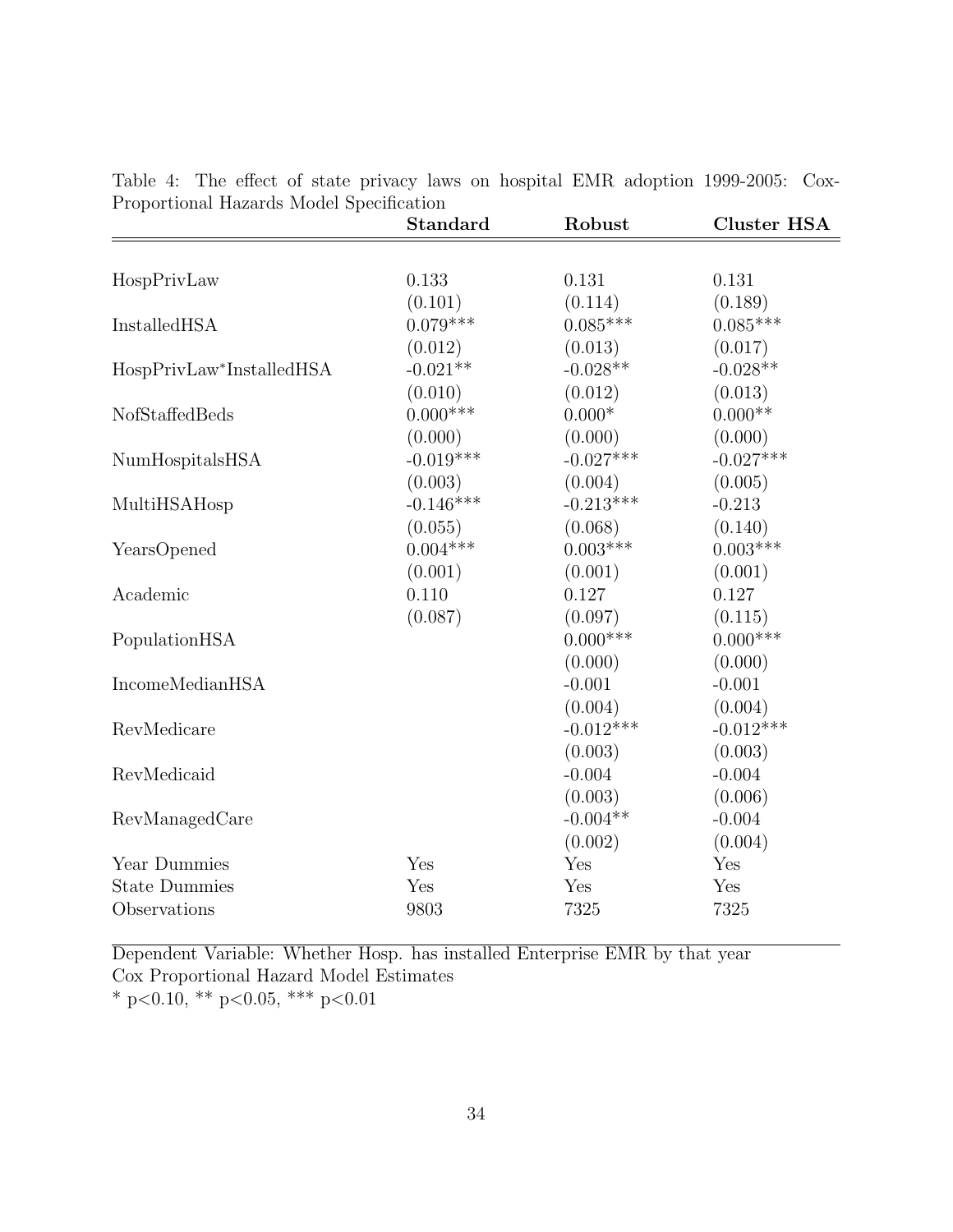Table 4: The effect of state privacy laws on hospital EMR adoption 1999-2005: Cox-Proportional Hazards Model Specification

| | Standard | Robust | Cluster HSA |
|---|---|---|---|
| HospPrivLaw | 0.133 | 0.131 | 0.131 |
| | (0.101) | (0.114) | (0.189) |
| InstalledHSA | 0.079*** | 0.085*** | 0.085*** |
| | (0.012) | (0.013) | (0.017) |
| HospPrivLaw*InstalledHSA | -0.021** | -0.028** | -0.028** |
| | (0.010) | (0.012) | (0.013) |
| NofStaffedBeds | 0.000*** | 0.000* | 0.000** |
| | (0.000) | (0.000) | (0.000) |
| NumHospitalsHSA | -0.019*** | -0.027*** | -0.027*** |
| | (0.003) | (0.004) | (0.005) |
| MultiHSAHosp | -0.146*** | -0.213*** | -0.213 |
| | (0.055) | (0.068) | (0.140) |
| YearsOpened | 0.004*** | 0.003*** | 0.003*** |
| | (0.001) | (0.001) | (0.001) |
| Academic | 0.110 | 0.127 | 0.127 |
| | (0.087) | (0.097) | (0.115) |
| PopulationHSA | | 0.000*** | 0.000*** |
| | | (0.000) | (0.000) |
| IncomeMedianHSA | | -0.001 | -0.001 |
| | | (0.004) | (0.004) |
| RevMedicare | | -0.012*** | -0.012*** |
| | | (0.003) | (0.003) |
| RevMedicaid | | -0.004 | -0.004 |
| | | (0.003) | (0.006) |
| RevManagedCare | | -0.004** | -0.004 |
| | | (0.002) | (0.004) |
| Year Dummies | Yes | Yes | Yes |
| State Dummies | Yes | Yes | Yes |
| Observations | 9803 | 7325 | 7325 |

Dependent Variable: Whether Hosp. has installed Enterprise EMR by that year
Cox Proportional Hazard Model Estimates
* $p<0.10$, ** $p<0.05$, *** $p<0.01$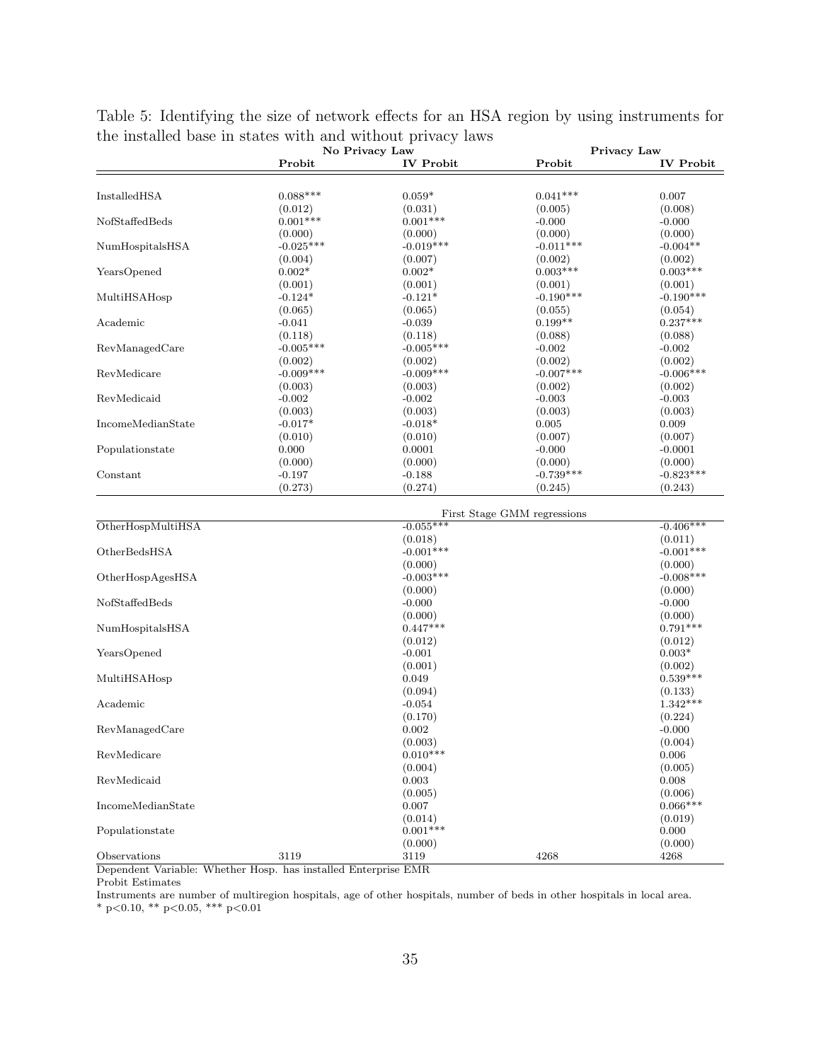Table 5: Identifying the size of network effects for an HSA region by using instruments for the installed base in states with and without privacy laws

| | No Privacy Law | | Privacy Law | |
|---|---|---|---|---|
| | **Probit** | **IV Probit** | **Probit** | **IV Probit** |
| InstalledHSA | 0.088*** | 0.059* | 0.041*** | 0.007 |
| | (0.012) | (0.031) | (0.005) | (0.008) |
| NofStaffedBeds | 0.001*** | 0.001*** | -0.000 | -0.000 |
| | (0.000) | (0.000) | (0.000) | (0.000) |
| NumHospitalsHSA | -0.025*** | -0.019*** | -0.011*** | -0.004** |
| | (0.004) | (0.007) | (0.002) | (0.002) |
| YearsOpened | 0.002* | 0.002* | 0.003*** | 0.003*** |
| | (0.001) | (0.001) | (0.001) | (0.001) |
| MultiHSAHosp | -0.124* | -0.121* | -0.190*** | -0.190*** |
| | (0.065) | (0.065) | (0.055) | (0.054) |
| Academic | -0.041 | -0.039 | 0.199** | 0.237*** |
| | (0.118) | (0.118) | (0.088) | (0.088) |
| RevManagedCare | -0.005*** | -0.005*** | -0.002 | -0.002 |
| | (0.002) | (0.002) | (0.002) | (0.002) |
| RevMedicare | -0.009*** | -0.009*** | -0.007*** | -0.006*** |
| | (0.003) | (0.003) | (0.002) | (0.002) |
| RevMedicaid | -0.002 | -0.002 | -0.003 | -0.003 |
| | (0.003) | (0.003) | (0.003) | (0.003) |
| IncomeMedianState | -0.017* | -0.018* | 0.005 | 0.009 |
| | (0.010) | (0.010) | (0.007) | (0.007) |
| Populationstate | 0.000 | 0.0001 | -0.000 | -0.0001 |
| | (0.000) | (0.000) | (0.000) | (0.000) |
| Constant | -0.197 | -0.188 | -0.739*** | -0.823*** |
| | (0.273) | (0.274) | (0.245) | (0.243) |
| | | First Stage GMM regressions | | |
| OtherHospMultiHSA | | -0.055*** | | -0.406*** |
| | | (0.018) | | (0.011) |
| OtherBedsHSA | | -0.001*** | | -0.001*** |
| | | (0.000) | | (0.000) |
| OtherHospAgesHSA | | -0.003*** | | -0.008*** |
| | | (0.000) | | (0.000) |
| NofStaffedBeds | | -0.000 | | -0.000 |
| | | (0.000) | | (0.000) |
| NumHospitalsHSA | | 0.447*** | | 0.791*** |
| | | (0.012) | | (0.012) |
| YearsOpened | | -0.001 | | 0.003* |
| | | (0.001) | | (0.002) |
| MultiHSAHosp | | 0.049 | | 0.539*** |
| | | (0.094) | | (0.133) |
| Academic | | -0.054 | | 1.342*** |
| | | (0.170) | | (0.224) |
| RevManagedCare | | 0.002 | | -0.000 |
| | | (0.003) | | (0.004) |
| RevMedicare | | 0.010*** | | 0.006 |
| | | (0.004) | | (0.005) |
| RevMedicaid | | 0.003 | | 0.008 |
| | | (0.005) | | (0.006) |
| IncomeMedianState | | 0.007 | | 0.066*** |
| | | (0.014) | | (0.019) |
| Populationstate | | 0.001*** | | 0.000 |
| | | (0.000) | | (0.000) |
| Observations | 3119 | 3119 | 4268 | 4268 |

Dependent Variable: Whether Hosp. has installed Enterprise EMR

Probit Estimates

Instruments are number of multiregion hospitals, age of other hospitals, number of beds in other hospitals in local area.

* $p<0.10$, ** $p<0.05$, *** $p<0.01$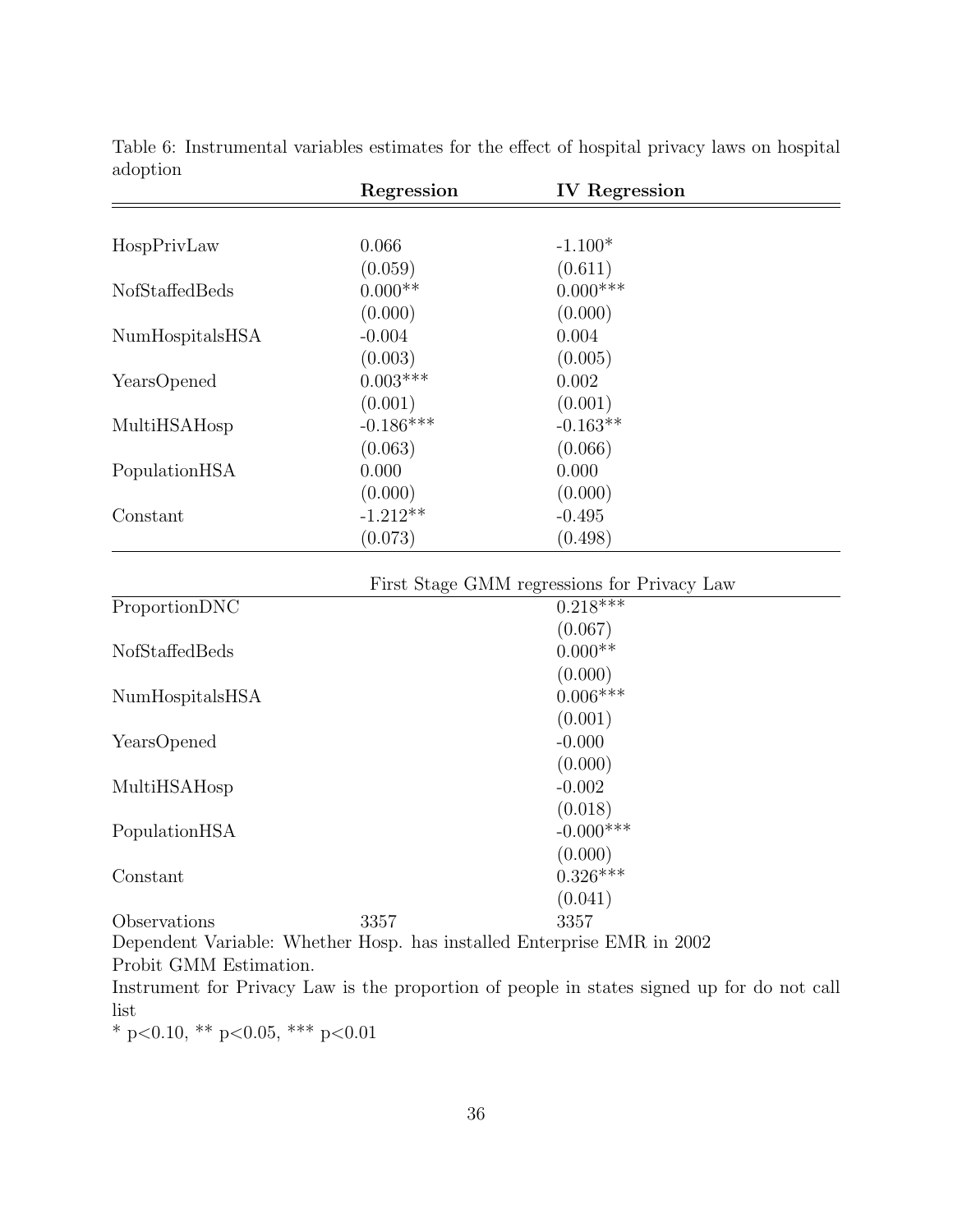Table 6: Instrumental variables estimates for the effect of hospital privacy laws on hospital adoption

| | **Regression** | **IV Regression** |
|---|---|---|
| HospPrivLaw | 0.066 | -1.100* |
| | (0.059) | (0.611) |
| NofStaffedBeds | 0.000** | 0.000*** |
| | (0.000) | (0.000) |
| NumHospitalsHSA | -0.004 | 0.004 |
| | (0.003) | (0.005) |
| YearsOpened | 0.003*** | 0.002 |
| | (0.001) | (0.001) |
| MultiHSAHosp | -0.186*** | -0.163** |
| | (0.063) | (0.066) |
| PopulationHSA | 0.000 | 0.000 |
| | (0.000) | (0.000) |
| Constant | -1.212** | -0.495 |
| | (0.073) | (0.498) |
| | | First Stage GMM regressions for Privacy Law |
| ProportionDNC | | 0.218*** |
| | | (0.067) |
| NofStaffedBeds | | 0.000** |
| | | (0.000) |
| NumHospitalsHSA | | 0.006*** |
| | | (0.001) |
| YearsOpened | | -0.000 |
| | | (0.000) |
| MultiHSAHosp | | -0.002 |
| | | (0.018) |
| PopulationHSA | | -0.000*** |
| | | (0.000) |
| Constant | | 0.326*** |
| | | (0.041) |
| Observations | 3357 | 3357 |

Dependent Variable: Whether Hosp. has installed Enterprise EMR in 2002

Probit GMM Estimation.

Instrument for Privacy Law is the proportion of people in states signed up for do not call list

* p<0.10, ** p<0.05, *** p<0.01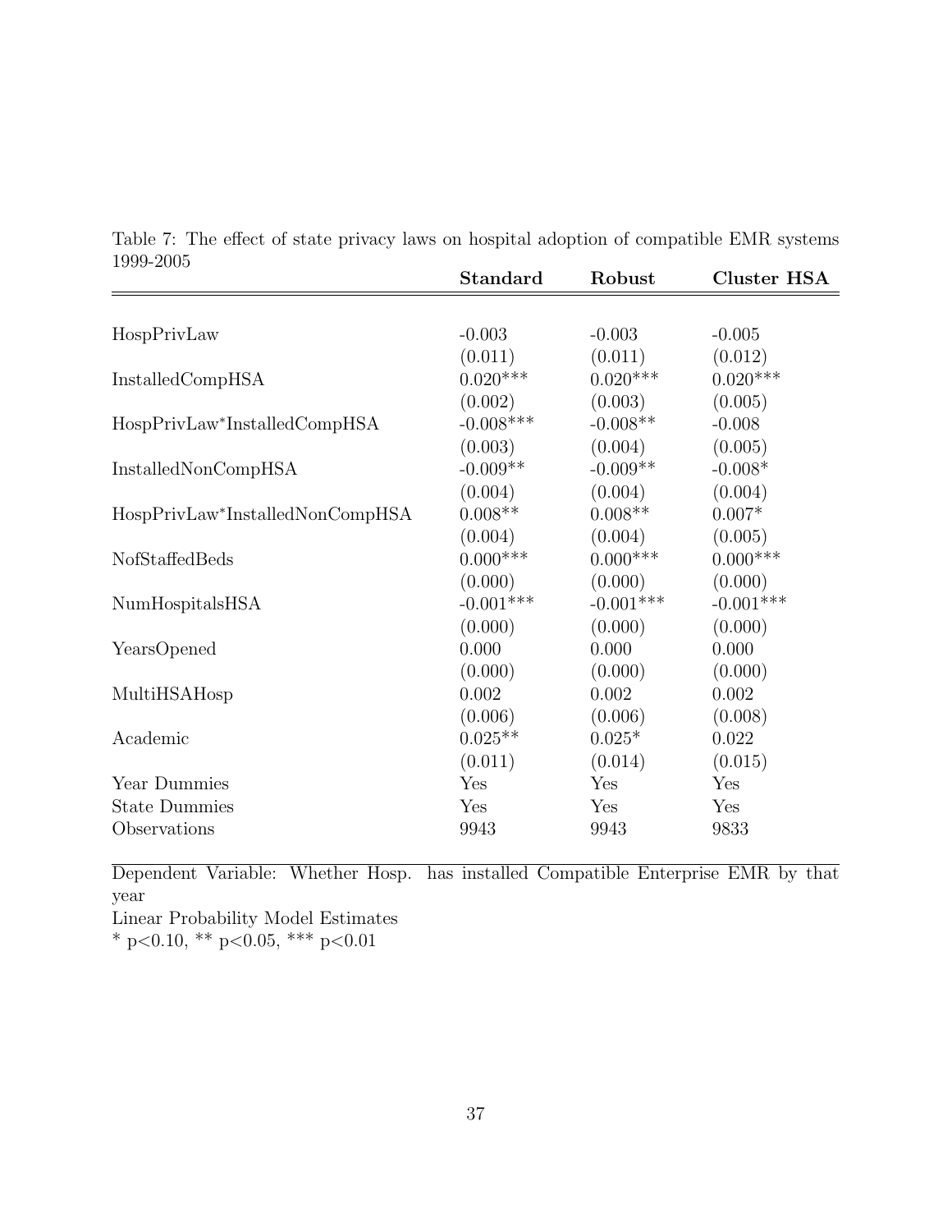Table 7: The effect of state privacy laws on hospital adoption of compatible EMR systems 1999-2005

| | **Standard** | **Robust** | **Cluster HSA** |
|---|---|---|---|
| HospPrivLaw | -0.003 | -0.003 | -0.005 |
| | (0.011) | (0.011) | (0.012) |
| InstalledCompHSA | 0.020*** | 0.020*** | 0.020*** |
| | (0.002) | (0.003) | (0.005) |
| HospPrivLaw*InstalledCompHSA | -0.008*** | -0.008** | -0.008 |
| | (0.003) | (0.004) | (0.005) |
| InstalledNonCompHSA | -0.009** | -0.009** | -0.008* |
| | (0.004) | (0.004) | (0.004) |
| HospPrivLaw*InstalledNonCompHSA | 0.008** | 0.008** | 0.007* |
| | (0.004) | (0.004) | (0.005) |
| NofStaffedBeds | 0.000*** | 0.000*** | 0.000*** |
| | (0.000) | (0.000) | (0.000) |
| NumHospitalsHSA | -0.001*** | -0.001*** | -0.001*** |
| | (0.000) | (0.000) | (0.000) |
| YearsOpened | 0.000 | 0.000 | 0.000 |
| | (0.000) | (0.000) | (0.000) |
| MultiHSAHosp | 0.002 | 0.002 | 0.002 |
| | (0.006) | (0.006) | (0.008) |
| Academic | 0.025** | 0.025* | 0.022 |
| | (0.011) | (0.014) | (0.015) |
| Year Dummies | Yes | Yes | Yes |
| State Dummies | Yes | Yes | Yes |
| Observations | 9943 | 9943 | 9833 |

Dependent Variable: Whether Hosp. has installed Compatible Enterprise EMR by that year

Linear Probability Model Estimates

* $p<0.10$, ** $p<0.05$, *** $p<0.01$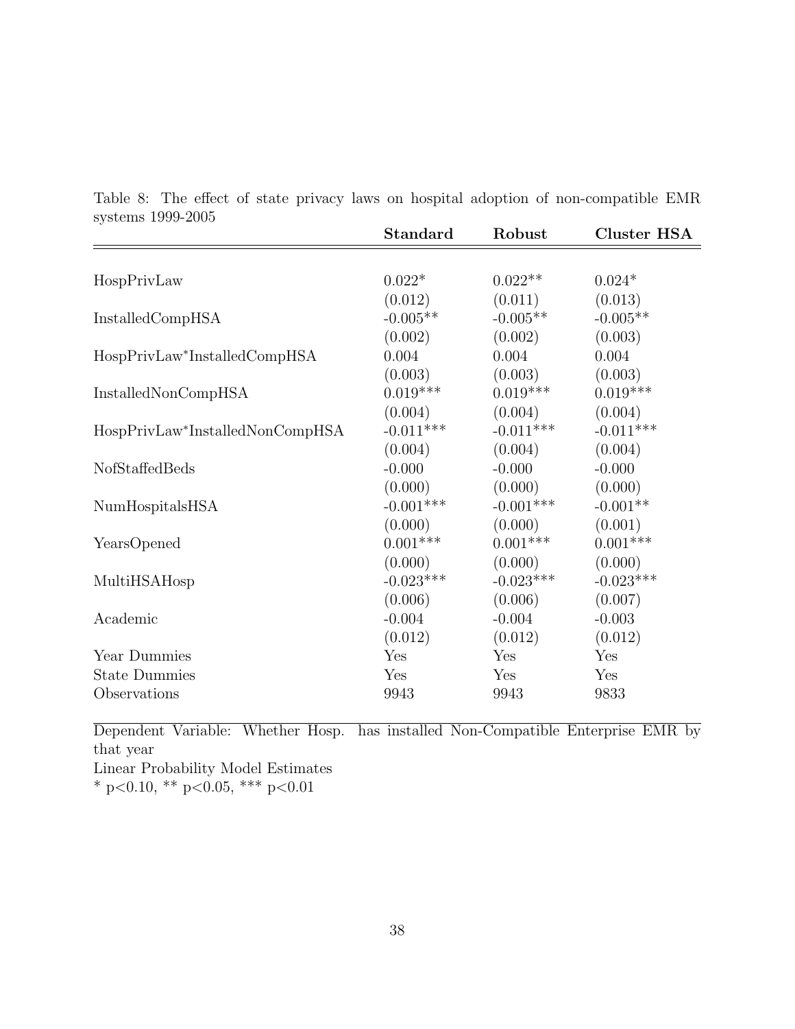Table 8: The effect of state privacy laws on hospital adoption of non-compatible EMR systems 1999-2005

| | **Standard** | **Robust** | **Cluster HSA** |
|---|---|---|---|
| HospPrivLaw | 0.022* | 0.022** | 0.024* |
| | (0.012) | (0.011) | (0.013) |
| InstalledCompHSA | -0.005** | -0.005** | -0.005** |
| | (0.002) | (0.002) | (0.003) |
| HospPrivLaw*InstalledCompHSA | 0.004 | 0.004 | 0.004 |
| | (0.003) | (0.003) | (0.003) |
| InstalledNonCompHSA | 0.019*** | 0.019*** | 0.019*** |
| | (0.004) | (0.004) | (0.004) |
| HospPrivLaw*InstalledNonCompHSA | -0.011*** | -0.011*** | -0.011*** |
| | (0.004) | (0.004) | (0.004) |
| NofStaffedBeds | -0.000 | -0.000 | -0.000 |
| | (0.000) | (0.000) | (0.000) |
| NumHospitalsHSA | -0.001*** | -0.001*** | -0.001** |
| | (0.000) | (0.000) | (0.001) |
| YearsOpened | 0.001*** | 0.001*** | 0.001*** |
| | (0.000) | (0.000) | (0.000) |
| MultiHSAHosp | -0.023*** | -0.023*** | -0.023*** |
| | (0.006) | (0.006) | (0.007) |
| Academic | -0.004 | -0.004 | -0.003 |
| | (0.012) | (0.012) | (0.012) |
| Year Dummies | Yes | Yes | Yes |
| State Dummies | Yes | Yes | Yes |
| Observations | 9943 | 9943 | 9833 |

Dependent Variable: Whether Hosp. has installed Non-Compatible Enterprise EMR by that year

Linear Probability Model Estimates

* $p<0.10$, ** $p<0.05$, *** $p<0.01$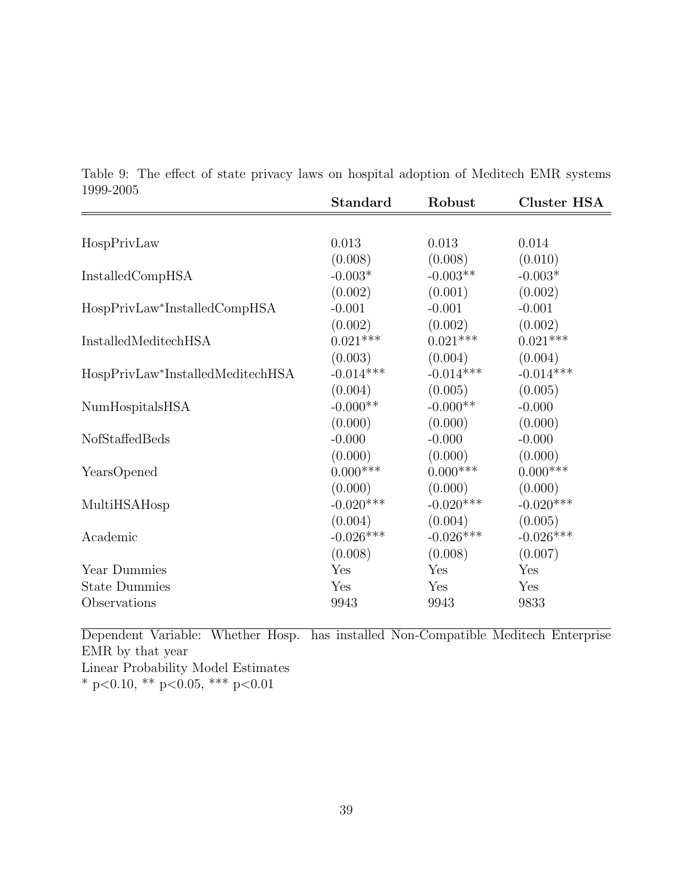Table 9: The effect of state privacy laws on hospital adoption of Meditech EMR systems 1999-2005

| | **Standard** | **Robust** | **Cluster HSA** |
|---|---|---|---|
| HospPrivLaw | 0.013 | 0.013 | 0.014 |
| | (0.008) | (0.008) | (0.010) |
| InstalledCompHSA | -0.003* | -0.003** | -0.003* |
| | (0.002) | (0.001) | (0.002) |
| HospPrivLaw*InstalledCompHSA | -0.001 | -0.001 | -0.001 |
| | (0.002) | (0.002) | (0.002) |
| InstalledMeditechHSA | 0.021*** | 0.021*** | 0.021*** |
| | (0.003) | (0.004) | (0.004) |
| HospPrivLaw*InstalledMeditechHSA | -0.014*** | -0.014*** | -0.014*** |
| | (0.004) | (0.005) | (0.005) |
| NumHospitalsHSA | -0.000** | -0.000** | -0.000 |
| | (0.000) | (0.000) | (0.000) |
| NofStaffedBeds | -0.000 | -0.000 | -0.000 |
| | (0.000) | (0.000) | (0.000) |
| YearsOpened | 0.000*** | 0.000*** | 0.000*** |
| | (0.000) | (0.000) | (0.000) |
| MultiHSAHosp | -0.020*** | -0.020*** | -0.020*** |
| | (0.004) | (0.004) | (0.005) |
| Academic | -0.026*** | -0.026*** | -0.026*** |
| | (0.008) | (0.008) | (0.007) |
| Year Dummies | Yes | Yes | Yes |
| State Dummies | Yes | Yes | Yes |
| Observations | 9943 | 9943 | 9833 |

Dependent Variable: Whether Hosp. has installed Non-Compatible Meditech Enterprise EMR by that year

Linear Probability Model Estimates

* $p<0.10$, ** $p<0.05$, *** $p<0.01$